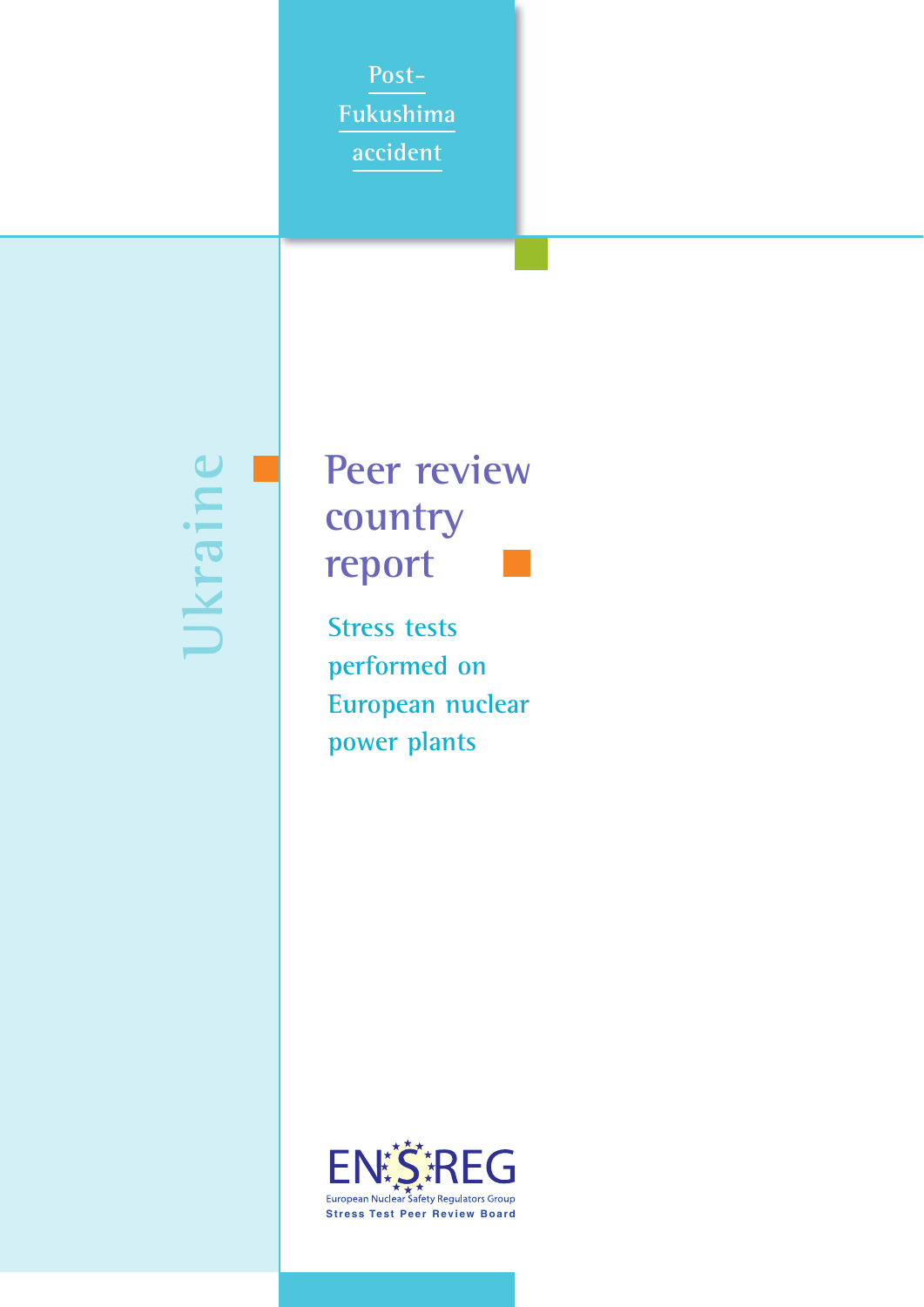Post-
Fukushima
accident

Ukraine

# Peer review country report

## Stress tests performed on European nuclear power plants

ENSREG
European Nuclear Safety Regulators Group
Stress Test Peer Review Board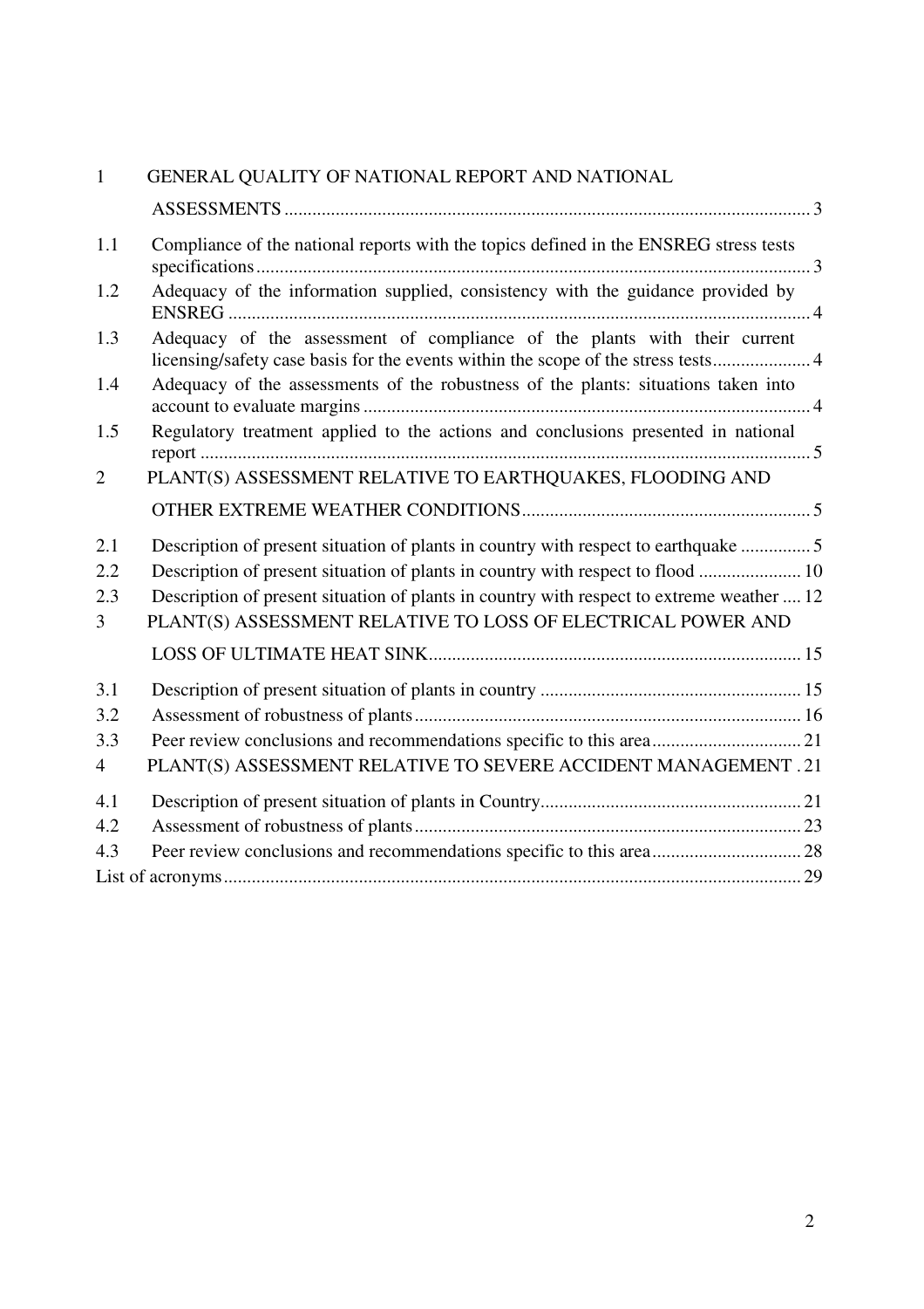1 GENERAL QUALITY OF NATIONAL REPORT AND NATIONAL ASSESSMENTS ... 3

1.1 Compliance of the national reports with the topics defined in the ENSREG stress tests specifications ... 3

1.2 Adequacy of the information supplied, consistency with the guidance provided by ENSREG ... 4

1.3 Adequacy of the assessment of compliance of the plants with their current licensing/safety case basis for the events within the scope of the stress tests ... 4

1.4 Adequacy of the assessments of the robustness of the plants: situations taken into account to evaluate margins ... 4

1.5 Regulatory treatment applied to the actions and conclusions presented in national report ... 5

2 PLANT(S) ASSESSMENT RELATIVE TO EARTHQUAKES, FLOODING AND OTHER EXTREME WEATHER CONDITIONS ... 5

2.1 Description of present situation of plants in country with respect to earthquake ... 5

2.2 Description of present situation of plants in country with respect to flood ... 10

2.3 Description of present situation of plants in country with respect to extreme weather ... 12

3 PLANT(S) ASSESSMENT RELATIVE TO LOSS OF ELECTRICAL POWER AND LOSS OF ULTIMATE HEAT SINK ... 15

3.1 Description of present situation of plants in country ... 15

3.2 Assessment of robustness of plants ... 16

3.3 Peer review conclusions and recommendations specific to this area ... 21

4 PLANT(S) ASSESSMENT RELATIVE TO SEVERE ACCIDENT MANAGEMENT . 21

4.1 Description of present situation of plants in Country ... 21

4.2 Assessment of robustness of plants ... 23

4.3 Peer review conclusions and recommendations specific to this area ... 28

List of acronyms ... 29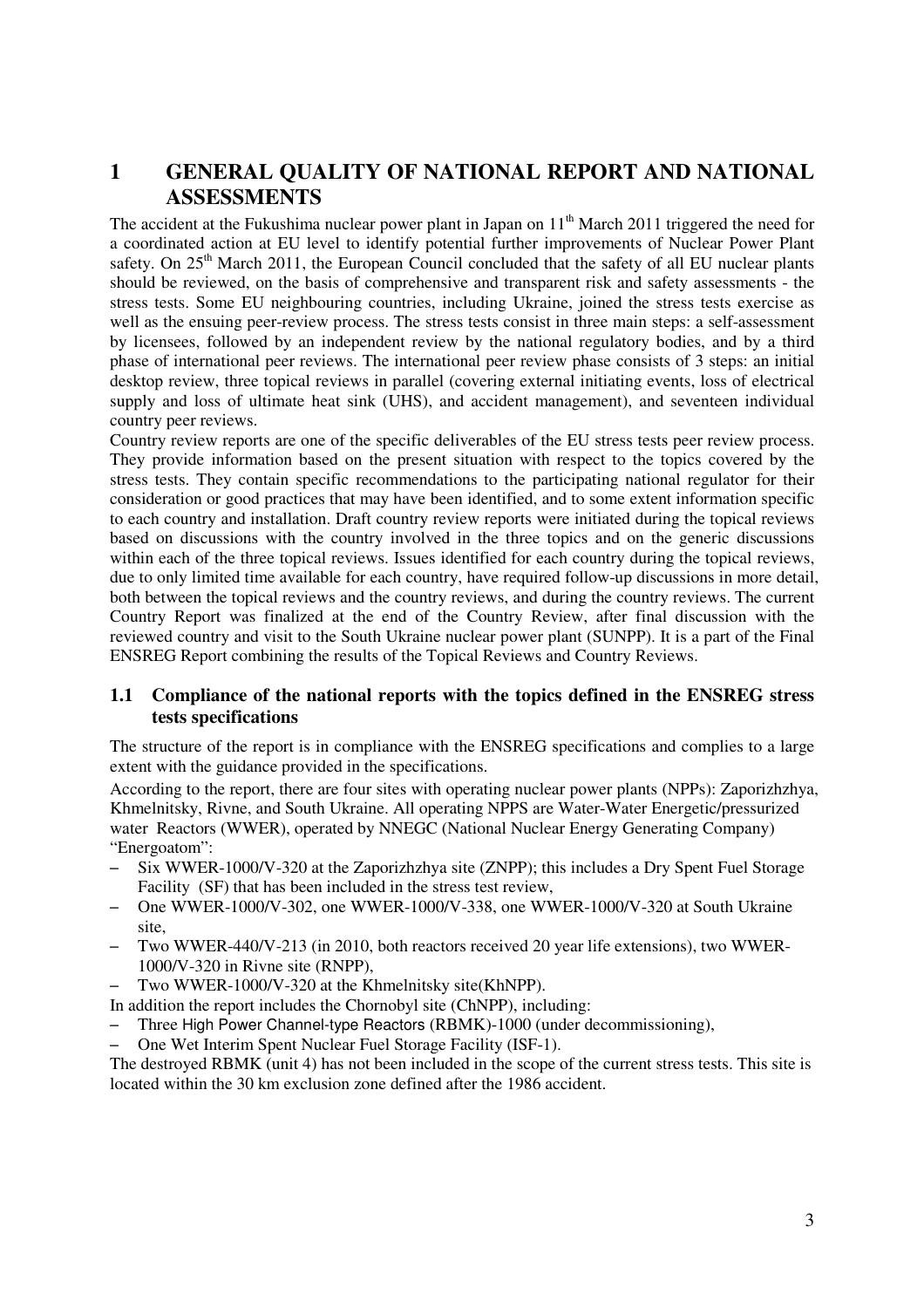# 1 GENERAL QUALITY OF NATIONAL REPORT AND NATIONAL ASSESSMENTS

The accident at the Fukushima nuclear power plant in Japan on 11th March 2011 triggered the need for a coordinated action at EU level to identify potential further improvements of Nuclear Power Plant safety. On 25th March 2011, the European Council concluded that the safety of all EU nuclear plants should be reviewed, on the basis of comprehensive and transparent risk and safety assessments - the stress tests. Some EU neighbouring countries, including Ukraine, joined the stress tests exercise as well as the ensuing peer-review process. The stress tests consist in three main steps: a self-assessment by licensees, followed by an independent review by the national regulatory bodies, and by a third phase of international peer reviews. The international peer review phase consists of 3 steps: an initial desktop review, three topical reviews in parallel (covering external initiating events, loss of electrical supply and loss of ultimate heat sink (UHS), and accident management), and seventeen individual country peer reviews.

Country review reports are one of the specific deliverables of the EU stress tests peer review process. They provide information based on the present situation with respect to the topics covered by the stress tests. They contain specific recommendations to the participating national regulator for their consideration or good practices that may have been identified, and to some extent information specific to each country and installation. Draft country review reports were initiated during the topical reviews based on discussions with the country involved in the three topics and on the generic discussions within each of the three topical reviews. Issues identified for each country during the topical reviews, due to only limited time available for each country, have required follow-up discussions in more detail, both between the topical reviews and the country reviews, and during the country reviews. The current Country Report was finalized at the end of the Country Review, after final discussion with the reviewed country and visit to the South Ukraine nuclear power plant (SUNPP). It is a part of the Final ENSREG Report combining the results of the Topical Reviews and Country Reviews.

## 1.1 Compliance of the national reports with the topics defined in the ENSREG stress tests specifications

The structure of the report is in compliance with the ENSREG specifications and complies to a large extent with the guidance provided in the specifications.

According to the report, there are four sites with operating nuclear power plants (NPPs): Zaporizhzhya, Khmelnitsky, Rivne, and South Ukraine. All operating NPPS are Water-Water Energetic/pressurized water Reactors (WWER), operated by NNEGC (National Nuclear Energy Generating Company) "Energoatom":

- Six WWER-1000/V-320 at the Zaporizhzhya site (ZNPP); this includes a Dry Spent Fuel Storage Facility (SF) that has been included in the stress test review,
- One WWER-1000/V-302, one WWER-1000/V-338, one WWER-1000/V-320 at South Ukraine site,
- Two WWER-440/V-213 (in 2010, both reactors received 20 year life extensions), two WWER-1000/V-320 in Rivne site (RNPP),
- Two WWER-1000/V-320 at the Khmelnitsky site(KhNPP).

In addition the report includes the Chornobyl site (ChNPP), including:

- Three High Power Channel-type Reactors (RBMK)-1000 (under decommissioning),
- One Wet Interim Spent Nuclear Fuel Storage Facility (ISF-1).

The destroyed RBMK (unit 4) has not been included in the scope of the current stress tests. This site is located within the 30 km exclusion zone defined after the 1986 accident.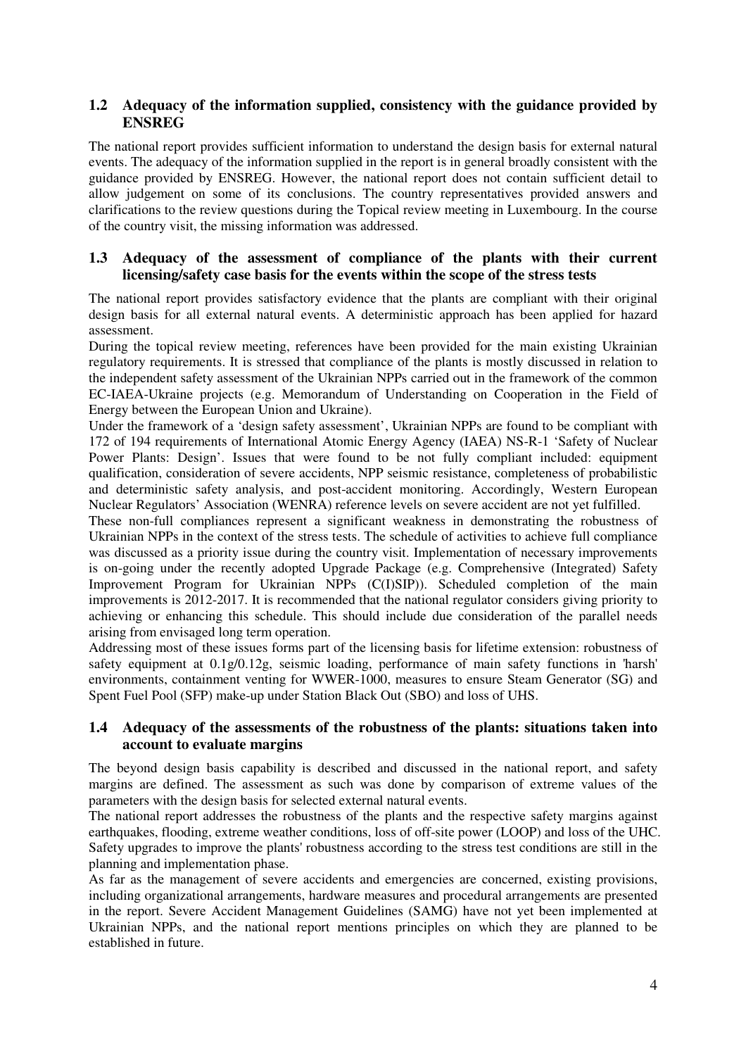## 1.2 Adequacy of the information supplied, consistency with the guidance provided by ENSREG

The national report provides sufficient information to understand the design basis for external natural events. The adequacy of the information supplied in the report is in general broadly consistent with the guidance provided by ENSREG. However, the national report does not contain sufficient detail to allow judgement on some of its conclusions. The country representatives provided answers and clarifications to the review questions during the Topical review meeting in Luxembourg. In the course of the country visit, the missing information was addressed.

## 1.3 Adequacy of the assessment of compliance of the plants with their current licensing/safety case basis for the events within the scope of the stress tests

The national report provides satisfactory evidence that the plants are compliant with their original design basis for all external natural events. A deterministic approach has been applied for hazard assessment.

During the topical review meeting, references have been provided for the main existing Ukrainian regulatory requirements. It is stressed that compliance of the plants is mostly discussed in relation to the independent safety assessment of the Ukrainian NPPs carried out in the framework of the common EC-IAEA-Ukraine projects (e.g. Memorandum of Understanding on Cooperation in the Field of Energy between the European Union and Ukraine).

Under the framework of a 'design safety assessment', Ukrainian NPPs are found to be compliant with 172 of 194 requirements of International Atomic Energy Agency (IAEA) NS-R-1 'Safety of Nuclear Power Plants: Design'. Issues that were found to be not fully compliant included: equipment qualification, consideration of severe accidents, NPP seismic resistance, completeness of probabilistic and deterministic safety analysis, and post-accident monitoring. Accordingly, Western European Nuclear Regulators' Association (WENRA) reference levels on severe accident are not yet fulfilled.

These non-full compliances represent a significant weakness in demonstrating the robustness of Ukrainian NPPs in the context of the stress tests. The schedule of activities to achieve full compliance was discussed as a priority issue during the country visit. Implementation of necessary improvements is on-going under the recently adopted Upgrade Package (e.g. Comprehensive (Integrated) Safety Improvement Program for Ukrainian NPPs (C(I)SIP)). Scheduled completion of the main improvements is 2012-2017. It is recommended that the national regulator considers giving priority to achieving or enhancing this schedule. This should include due consideration of the parallel needs arising from envisaged long term operation.

Addressing most of these issues forms part of the licensing basis for lifetime extension: robustness of safety equipment at 0.1g/0.12g, seismic loading, performance of main safety functions in 'harsh' environments, containment venting for WWER-1000, measures to ensure Steam Generator (SG) and Spent Fuel Pool (SFP) make-up under Station Black Out (SBO) and loss of UHS.

## 1.4 Adequacy of the assessments of the robustness of the plants: situations taken into account to evaluate margins

The beyond design basis capability is described and discussed in the national report, and safety margins are defined. The assessment as such was done by comparison of extreme values of the parameters with the design basis for selected external natural events.

The national report addresses the robustness of the plants and the respective safety margins against earthquakes, flooding, extreme weather conditions, loss of off-site power (LOOP) and loss of the UHC. Safety upgrades to improve the plants' robustness according to the stress test conditions are still in the planning and implementation phase.

As far as the management of severe accidents and emergencies are concerned, existing provisions, including organizational arrangements, hardware measures and procedural arrangements are presented in the report. Severe Accident Management Guidelines (SAMG) have not yet been implemented at Ukrainian NPPs, and the national report mentions principles on which they are planned to be established in future.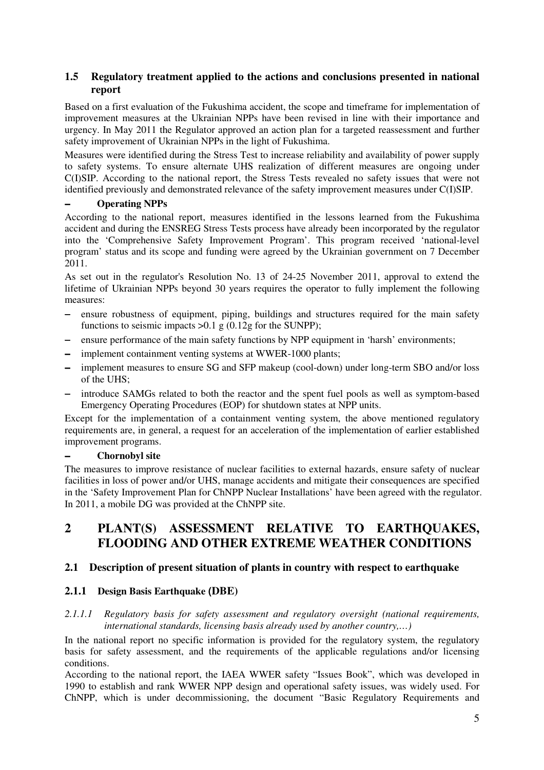## 1.5 Regulatory treatment applied to the actions and conclusions presented in national report

Based on a first evaluation of the Fukushima accident, the scope and timeframe for implementation of improvement measures at the Ukrainian NPPs have been revised in line with their importance and urgency. In May 2011 the Regulator approved an action plan for a targeted reassessment and further safety improvement of Ukrainian NPPs in the light of Fukushima.

Measures were identified during the Stress Test to increase reliability and availability of power supply to safety systems. To ensure alternate UHS realization of different measures are ongoing under C(I)SIP. According to the national report, the Stress Tests revealed no safety issues that were not identified previously and demonstrated relevance of the safety improvement measures under C(I)SIP.

**– Operating NPPs**

According to the national report, measures identified in the lessons learned from the Fukushima accident and during the ENSREG Stress Tests process have already been incorporated by the regulator into the 'Comprehensive Safety Improvement Program'. This program received 'national-level program' status and its scope and funding were agreed by the Ukrainian government on 7 December 2011.

As set out in the regulator's Resolution No. 13 of 24-25 November 2011, approval to extend the lifetime of Ukrainian NPPs beyond 30 years requires the operator to fully implement the following measures:

- ensure robustness of equipment, piping, buildings and structures required for the main safety functions to seismic impacts >0.1 g (0.12g for the SUNPP);
- ensure performance of the main safety functions by NPP equipment in 'harsh' environments;
- implement containment venting systems at WWER-1000 plants;
- implement measures to ensure SG and SFP makeup (cool-down) under long-term SBO and/or loss of the UHS;
- introduce SAMGs related to both the reactor and the spent fuel pools as well as symptom-based Emergency Operating Procedures (EOP) for shutdown states at NPP units.

Except for the implementation of a containment venting system, the above mentioned regulatory requirements are, in general, a request for an acceleration of the implementation of earlier established improvement programs.

**– Chornobyl site**

The measures to improve resistance of nuclear facilities to external hazards, ensure safety of nuclear facilities in loss of power and/or UHS, manage accidents and mitigate their consequences are specified in the 'Safety Improvement Plan for ChNPP Nuclear Installations' have been agreed with the regulator. In 2011, a mobile DG was provided at the ChNPP site.

# 2 PLANT(S) ASSESSMENT RELATIVE TO EARTHQUAKES, FLOODING AND OTHER EXTREME WEATHER CONDITIONS

## 2.1 Description of present situation of plants in country with respect to earthquake

### 2.1.1 Design Basis Earthquake (DBE)

*2.1.1.1 Regulatory basis for safety assessment and regulatory oversight (national requirements, international standards, licensing basis already used by another country,…)*

In the national report no specific information is provided for the regulatory system, the regulatory basis for safety assessment, and the requirements of the applicable regulations and/or licensing conditions.

According to the national report, the IAEA WWER safety "Issues Book", which was developed in 1990 to establish and rank WWER NPP design and operational safety issues, was widely used. For ChNPP, which is under decommissioning, the document "Basic Regulatory Requirements and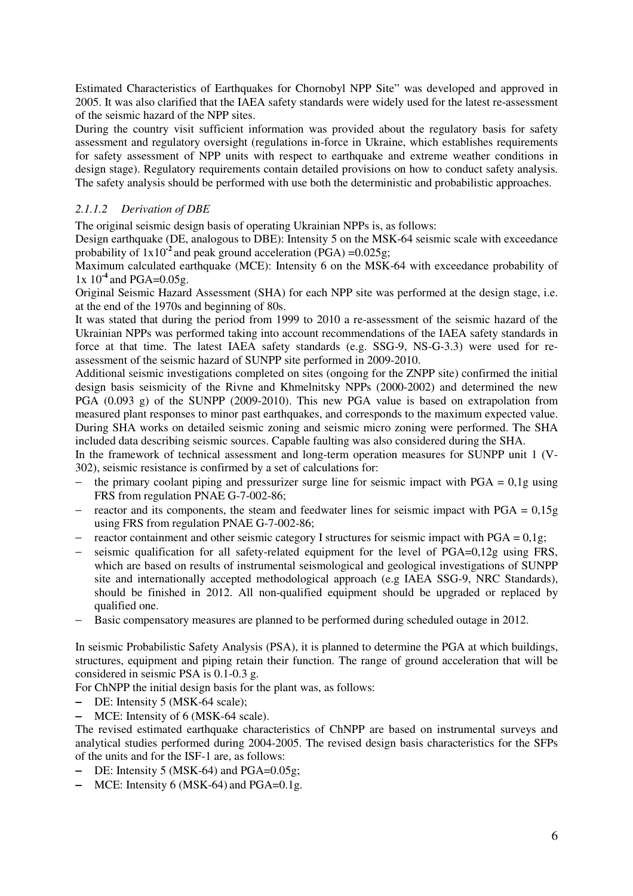Estimated Characteristics of Earthquakes for Chornobyl NPP Site" was developed and approved in 2005. It was also clarified that the IAEA safety standards were widely used for the latest re-assessment of the seismic hazard of the NPP sites.

During the country visit sufficient information was provided about the regulatory basis for safety assessment and regulatory oversight (regulations in-force in Ukraine, which establishes requirements for safety assessment of NPP units with respect to earthquake and extreme weather conditions in design stage). Regulatory requirements contain detailed provisions on how to conduct safety analysis. The safety analysis should be performed with use both the deterministic and probabilistic approaches.

### *2.1.1.2 Derivation of DBE*

The original seismic design basis of operating Ukrainian NPPs is, as follows:

Design earthquake (DE, analogous to DBE): Intensity 5 on the MSK-64 seismic scale with exceedance probability of $1x10^{-2}$ and peak ground acceleration (PGA) =0.025g;

Maximum calculated earthquake (MCE): Intensity 6 on the MSK-64 with exceedance probability of $1x\ 10^{-4}$ and PGA=0.05g.

Original Seismic Hazard Assessment (SHA) for each NPP site was performed at the design stage, i.e. at the end of the 1970s and beginning of 80s.

It was stated that during the period from 1999 to 2010 a re-assessment of the seismic hazard of the Ukrainian NPPs was performed taking into account recommendations of the IAEA safety standards in force at that time. The latest IAEA safety standards (e.g. SSG-9, NS-G-3.3) were used for re-assessment of the seismic hazard of SUNPP site performed in 2009-2010.

Additional seismic investigations completed on sites (ongoing for the ZNPP site) confirmed the initial design basis seismicity of the Rivne and Khmelnitsky NPPs (2000-2002) and determined the new PGA (0.093 g) of the SUNPP (2009-2010). This new PGA value is based on extrapolation from measured plant responses to minor past earthquakes, and corresponds to the maximum expected value. During SHA works on detailed seismic zoning and seismic micro zoning were performed. The SHA included data describing seismic sources. Capable faulting was also considered during the SHA.

In the framework of technical assessment and long-term operation measures for SUNPP unit 1 (V-302), seismic resistance is confirmed by a set of calculations for:

- the primary coolant piping and pressurizer surge line for seismic impact with PGA = 0,1g using FRS from regulation PNAE G-7-002-86;
- reactor and its components, the steam and feedwater lines for seismic impact with PGA = 0,15g using FRS from regulation PNAE G-7-002-86;
- reactor containment and other seismic category I structures for seismic impact with PGA = 0,1g;
- seismic qualification for all safety-related equipment for the level of PGA=0,12g using FRS, which are based on results of instrumental seismological and geological investigations of SUNPP site and internationally accepted methodological approach (e.g IAEA SSG-9, NRC Standards), should be finished in 2012. All non-qualified equipment should be upgraded or replaced by qualified one.
- Basic compensatory measures are planned to be performed during scheduled outage in 2012.

In seismic Probabilistic Safety Analysis (PSA), it is planned to determine the PGA at which buildings, structures, equipment and piping retain their function. The range of ground acceleration that will be considered in seismic PSA is 0.1-0.3 g.

For ChNPP the initial design basis for the plant was, as follows:

- DE: Intensity 5 (MSK-64 scale);
- MCE: Intensity of 6 (MSK-64 scale).

The revised estimated earthquake characteristics of ChNPP are based on instrumental surveys and analytical studies performed during 2004-2005. The revised design basis characteristics for the SFPs of the units and for the ISF-1 are, as follows:

- DE: Intensity 5 (MSK-64) and PGA=0.05g;
- MCE: Intensity 6 (MSK-64) and PGA=0.1g.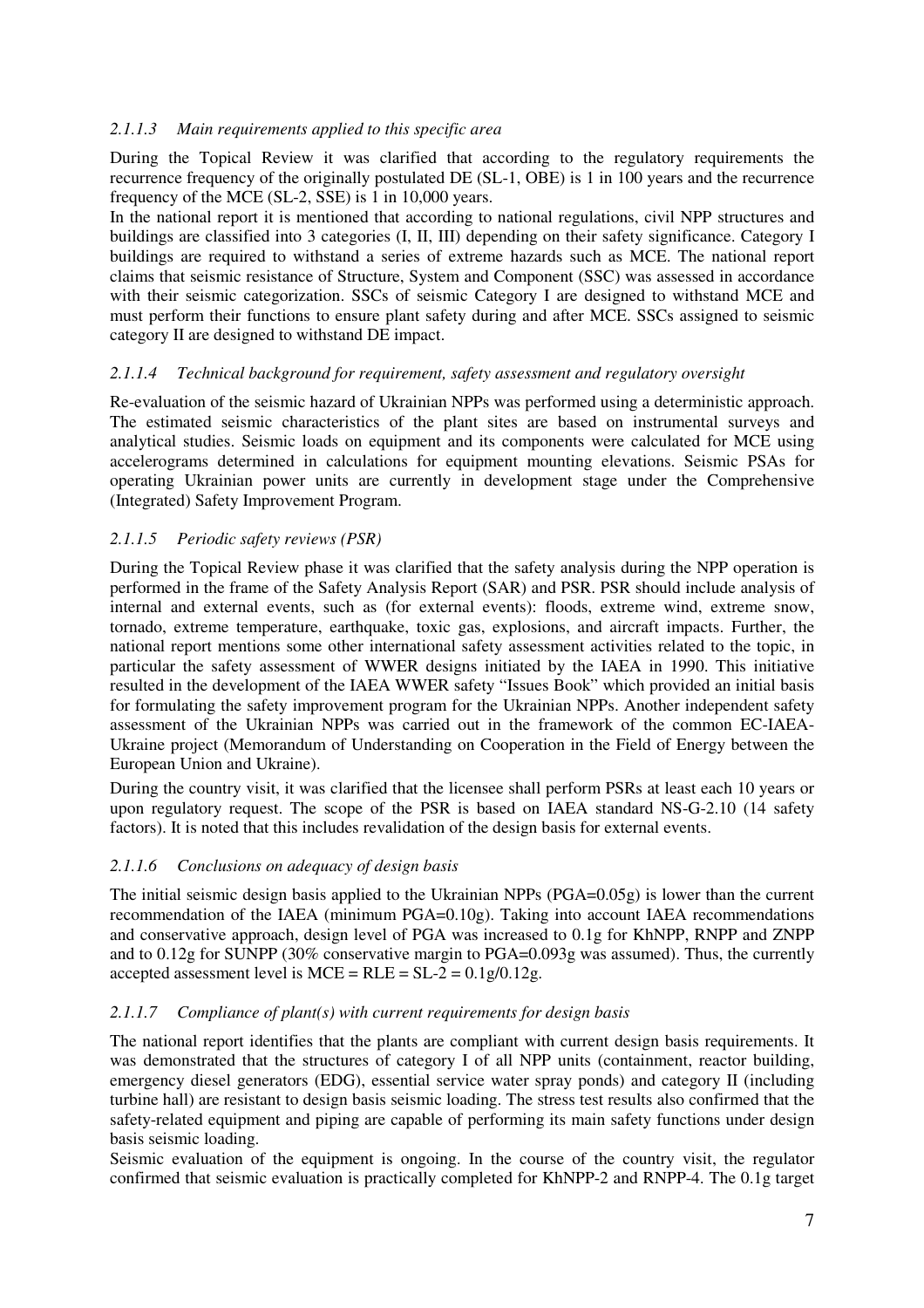#### *2.1.1.3 Main requirements applied to this specific area*

During the Topical Review it was clarified that according to the regulatory requirements the recurrence frequency of the originally postulated DE (SL-1, OBE) is 1 in 100 years and the recurrence frequency of the MCE (SL-2, SSE) is 1 in 10,000 years.

In the national report it is mentioned that according to national regulations, civil NPP structures and buildings are classified into 3 categories (I, II, III) depending on their safety significance. Category I buildings are required to withstand a series of extreme hazards such as MCE. The national report claims that seismic resistance of Structure, System and Component (SSC) was assessed in accordance with their seismic categorization. SSCs of seismic Category I are designed to withstand MCE and must perform their functions to ensure plant safety during and after MCE. SSCs assigned to seismic category II are designed to withstand DE impact.

#### *2.1.1.4 Technical background for requirement, safety assessment and regulatory oversight*

Re-evaluation of the seismic hazard of Ukrainian NPPs was performed using a deterministic approach. The estimated seismic characteristics of the plant sites are based on instrumental surveys and analytical studies. Seismic loads on equipment and its components were calculated for MCE using accelerograms determined in calculations for equipment mounting elevations. Seismic PSAs for operating Ukrainian power units are currently in development stage under the Comprehensive (Integrated) Safety Improvement Program.

#### *2.1.1.5 Periodic safety reviews (PSR)*

During the Topical Review phase it was clarified that the safety analysis during the NPP operation is performed in the frame of the Safety Analysis Report (SAR) and PSR. PSR should include analysis of internal and external events, such as (for external events): floods, extreme wind, extreme snow, tornado, extreme temperature, earthquake, toxic gas, explosions, and aircraft impacts. Further, the national report mentions some other international safety assessment activities related to the topic, in particular the safety assessment of WWER designs initiated by the IAEA in 1990. This initiative resulted in the development of the IAEA WWER safety "Issues Book" which provided an initial basis for formulating the safety improvement program for the Ukrainian NPPs. Another independent safety assessment of the Ukrainian NPPs was carried out in the framework of the common EC-IAEA-Ukraine project (Memorandum of Understanding on Cooperation in the Field of Energy between the European Union and Ukraine).

During the country visit, it was clarified that the licensee shall perform PSRs at least each 10 years or upon regulatory request. The scope of the PSR is based on IAEA standard NS-G-2.10 (14 safety factors). It is noted that this includes revalidation of the design basis for external events.

#### *2.1.1.6 Conclusions on adequacy of design basis*

The initial seismic design basis applied to the Ukrainian NPPs (PGA=0.05g) is lower than the current recommendation of the IAEA (minimum PGA=0.10g). Taking into account IAEA recommendations and conservative approach, design level of PGA was increased to 0.1g for KhNPP, RNPP and ZNPP and to 0.12g for SUNPP (30% conservative margin to PGA=0.093g was assumed). Thus, the currently accepted assessment level is MCE = RLE = SL-2 = 0.1g/0.12g.

#### *2.1.1.7 Compliance of plant(s) with current requirements for design basis*

The national report identifies that the plants are compliant with current design basis requirements. It was demonstrated that the structures of category I of all NPP units (containment, reactor building, emergency diesel generators (EDG), essential service water spray ponds) and category II (including turbine hall) are resistant to design basis seismic loading. The stress test results also confirmed that the safety-related equipment and piping are capable of performing its main safety functions under design basis seismic loading.

Seismic evaluation of the equipment is ongoing. In the course of the country visit, the regulator confirmed that seismic evaluation is practically completed for KhNPP-2 and RNPP-4. The 0.1g target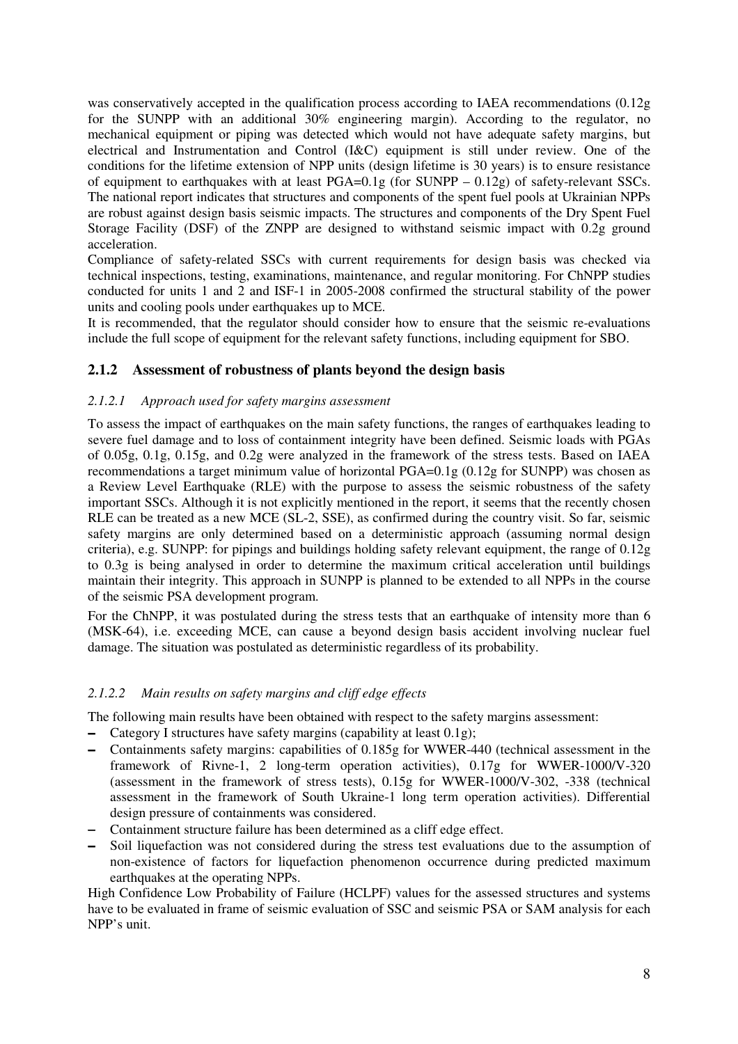was conservatively accepted in the qualification process according to IAEA recommendations (0.12g for the SUNPP with an additional 30% engineering margin). According to the regulator, no mechanical equipment or piping was detected which would not have adequate safety margins, but electrical and Instrumentation and Control (I&C) equipment is still under review. One of the conditions for the lifetime extension of NPP units (design lifetime is 30 years) is to ensure resistance of equipment to earthquakes with at least PGA=0.1g (for SUNPP – 0.12g) of safety-relevant SSCs. The national report indicates that structures and components of the spent fuel pools at Ukrainian NPPs are robust against design basis seismic impacts. The structures and components of the Dry Spent Fuel Storage Facility (DSF) of the ZNPP are designed to withstand seismic impact with 0.2g ground acceleration.

Compliance of safety-related SSCs with current requirements for design basis was checked via technical inspections, testing, examinations, maintenance, and regular monitoring. For ChNPP studies conducted for units 1 and 2 and ISF-1 in 2005-2008 confirmed the structural stability of the power units and cooling pools under earthquakes up to MCE.

It is recommended, that the regulator should consider how to ensure that the seismic re-evaluations include the full scope of equipment for the relevant safety functions, including equipment for SBO.

### 2.1.2 Assessment of robustness of plants beyond the design basis

#### *2.1.2.1 Approach used for safety margins assessment*

To assess the impact of earthquakes on the main safety functions, the ranges of earthquakes leading to severe fuel damage and to loss of containment integrity have been defined. Seismic loads with PGAs of 0.05g, 0.1g, 0.15g, and 0.2g were analyzed in the framework of the stress tests. Based on IAEA recommendations a target minimum value of horizontal PGA=0.1g (0.12g for SUNPP) was chosen as a Review Level Earthquake (RLE) with the purpose to assess the seismic robustness of the safety important SSCs. Although it is not explicitly mentioned in the report, it seems that the recently chosen RLE can be treated as a new MCE (SL-2, SSE), as confirmed during the country visit. So far, seismic safety margins are only determined based on a deterministic approach (assuming normal design criteria), e.g. SUNPP: for pipings and buildings holding safety relevant equipment, the range of 0.12g to 0.3g is being analysed in order to determine the maximum critical acceleration until buildings maintain their integrity. This approach in SUNPP is planned to be extended to all NPPs in the course of the seismic PSA development program.

For the ChNPP, it was postulated during the stress tests that an earthquake of intensity more than 6 (MSK-64), i.e. exceeding MCE, can cause a beyond design basis accident involving nuclear fuel damage. The situation was postulated as deterministic regardless of its probability.

#### *2.1.2.2 Main results on safety margins and cliff edge effects*

The following main results have been obtained with respect to the safety margins assessment:

- Category I structures have safety margins (capability at least 0.1g);
- Containments safety margins: capabilities of 0.185g for WWER-440 (technical assessment in the framework of Rivne-1, 2 long-term operation activities), 0.17g for WWER-1000/V-320 (assessment in the framework of stress tests), 0.15g for WWER-1000/V-302, -338 (technical assessment in the framework of South Ukraine-1 long term operation activities). Differential design pressure of containments was considered.
- Containment structure failure has been determined as a cliff edge effect.
- Soil liquefaction was not considered during the stress test evaluations due to the assumption of non-existence of factors for liquefaction phenomenon occurrence during predicted maximum earthquakes at the operating NPPs.

High Confidence Low Probability of Failure (HCLPF) values for the assessed structures and systems have to be evaluated in frame of seismic evaluation of SSC and seismic PSA or SAM analysis for each NPP's unit.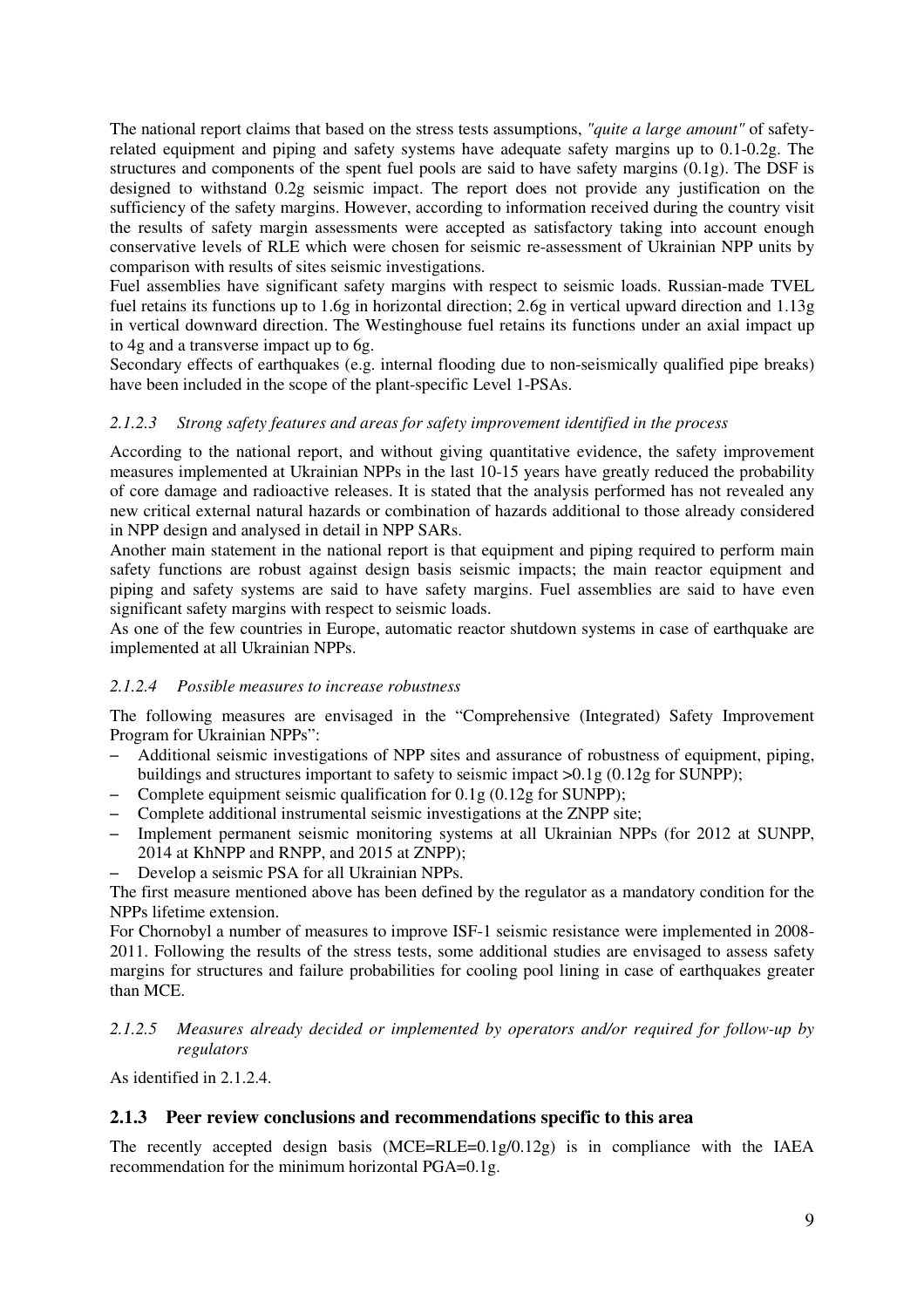The national report claims that based on the stress tests assumptions, *"quite a large amount"* of safety-related equipment and piping and safety systems have adequate safety margins up to 0.1-0.2g. The structures and components of the spent fuel pools are said to have safety margins (0.1g). The DSF is designed to withstand 0.2g seismic impact. The report does not provide any justification on the sufficiency of the safety margins. However, according to information received during the country visit the results of safety margin assessments were accepted as satisfactory taking into account enough conservative levels of RLE which were chosen for seismic re-assessment of Ukrainian NPP units by comparison with results of sites seismic investigations.

Fuel assemblies have significant safety margins with respect to seismic loads. Russian-made TVEL fuel retains its functions up to 1.6g in horizontal direction; 2.6g in vertical upward direction and 1.13g in vertical downward direction. The Westinghouse fuel retains its functions under an axial impact up to 4g and a transverse impact up to 6g.

Secondary effects of earthquakes (e.g. internal flooding due to non-seismically qualified pipe breaks) have been included in the scope of the plant-specific Level 1-PSAs.

#### *2.1.2.3 Strong safety features and areas for safety improvement identified in the process*

According to the national report, and without giving quantitative evidence, the safety improvement measures implemented at Ukrainian NPPs in the last 10-15 years have greatly reduced the probability of core damage and radioactive releases. It is stated that the analysis performed has not revealed any new critical external natural hazards or combination of hazards additional to those already considered in NPP design and analysed in detail in NPP SARs.

Another main statement in the national report is that equipment and piping required to perform main safety functions are robust against design basis seismic impacts; the main reactor equipment and piping and safety systems are said to have safety margins. Fuel assemblies are said to have even significant safety margins with respect to seismic loads.

As one of the few countries in Europe, automatic reactor shutdown systems in case of earthquake are implemented at all Ukrainian NPPs.

#### *2.1.2.4 Possible measures to increase robustness*

The following measures are envisaged in the "Comprehensive (Integrated) Safety Improvement Program for Ukrainian NPPs":

- Additional seismic investigations of NPP sites and assurance of robustness of equipment, piping, buildings and structures important to safety to seismic impact >0.1g (0.12g for SUNPP);
- Complete equipment seismic qualification for 0.1g (0.12g for SUNPP);
- Complete additional instrumental seismic investigations at the ZNPP site;
- Implement permanent seismic monitoring systems at all Ukrainian NPPs (for 2012 at SUNPP, 2014 at KhNPP and RNPP, and 2015 at ZNPP);
- Develop a seismic PSA for all Ukrainian NPPs.

The first measure mentioned above has been defined by the regulator as a mandatory condition for the NPPs lifetime extension.

For Chornobyl a number of measures to improve ISF-1 seismic resistance were implemented in 2008-2011. Following the results of the stress tests, some additional studies are envisaged to assess safety margins for structures and failure probabilities for cooling pool lining in case of earthquakes greater than MCE.

#### *2.1.2.5 Measures already decided or implemented by operators and/or required for follow-up by regulators*

As identified in 2.1.2.4.

### **2.1.3 Peer review conclusions and recommendations specific to this area**

The recently accepted design basis (MCE=RLE=0.1g/0.12g) is in compliance with the IAEA recommendation for the minimum horizontal PGA=0.1g.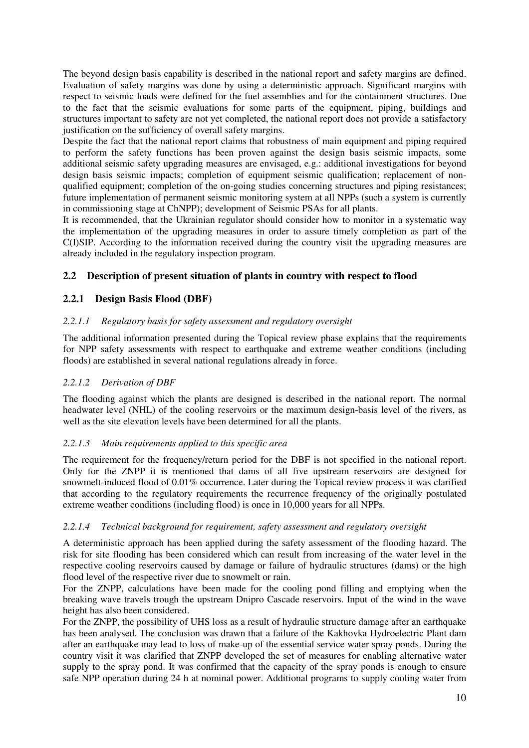The beyond design basis capability is described in the national report and safety margins are defined. Evaluation of safety margins was done by using a deterministic approach. Significant margins with respect to seismic loads were defined for the fuel assemblies and for the containment structures. Due to the fact that the seismic evaluations for some parts of the equipment, piping, buildings and structures important to safety are not yet completed, the national report does not provide a satisfactory justification on the sufficiency of overall safety margins.

Despite the fact that the national report claims that robustness of main equipment and piping required to perform the safety functions has been proven against the design basis seismic impacts, some additional seismic safety upgrading measures are envisaged, e.g.: additional investigations for beyond design basis seismic impacts; completion of equipment seismic qualification; replacement of non-qualified equipment; completion of the on-going studies concerning structures and piping resistances; future implementation of permanent seismic monitoring system at all NPPs (such a system is currently in commissioning stage at ChNPP); development of Seismic PSAs for all plants.

It is recommended, that the Ukrainian regulator should consider how to monitor in a systematic way the implementation of the upgrading measures in order to assure timely completion as part of the C(I)SIP. According to the information received during the country visit the upgrading measures are already included in the regulatory inspection program.

## 2.2 Description of present situation of plants in country with respect to flood

### 2.2.1 Design Basis Flood (DBF)

#### *2.2.1.1 Regulatory basis for safety assessment and regulatory oversight*

The additional information presented during the Topical review phase explains that the requirements for NPP safety assessments with respect to earthquake and extreme weather conditions (including floods) are established in several national regulations already in force.

#### *2.2.1.2 Derivation of DBF*

The flooding against which the plants are designed is described in the national report. The normal headwater level (NHL) of the cooling reservoirs or the maximum design-basis level of the rivers, as well as the site elevation levels have been determined for all the plants.

#### *2.2.1.3 Main requirements applied to this specific area*

The requirement for the frequency/return period for the DBF is not specified in the national report. Only for the ZNPP it is mentioned that dams of all five upstream reservoirs are designed for snowmelt-induced flood of 0.01% occurrence. Later during the Topical review process it was clarified that according to the regulatory requirements the recurrence frequency of the originally postulated extreme weather conditions (including flood) is once in 10,000 years for all NPPs.

#### *2.2.1.4 Technical background for requirement, safety assessment and regulatory oversight*

A deterministic approach has been applied during the safety assessment of the flooding hazard. The risk for site flooding has been considered which can result from increasing of the water level in the respective cooling reservoirs caused by damage or failure of hydraulic structures (dams) or the high flood level of the respective river due to snowmelt or rain.

For the ZNPP, calculations have been made for the cooling pond filling and emptying when the breaking wave travels trough the upstream Dnipro Cascade reservoirs. Input of the wind in the wave height has also been considered.

For the ZNPP, the possibility of UHS loss as a result of hydraulic structure damage after an earthquake has been analysed. The conclusion was drawn that a failure of the Kakhovka Hydroelectric Plant dam after an earthquake may lead to loss of make-up of the essential service water spray ponds. During the country visit it was clarified that ZNPP developed the set of measures for enabling alternative water supply to the spray pond. It was confirmed that the capacity of the spray ponds is enough to ensure safe NPP operation during 24 h at nominal power. Additional programs to supply cooling water from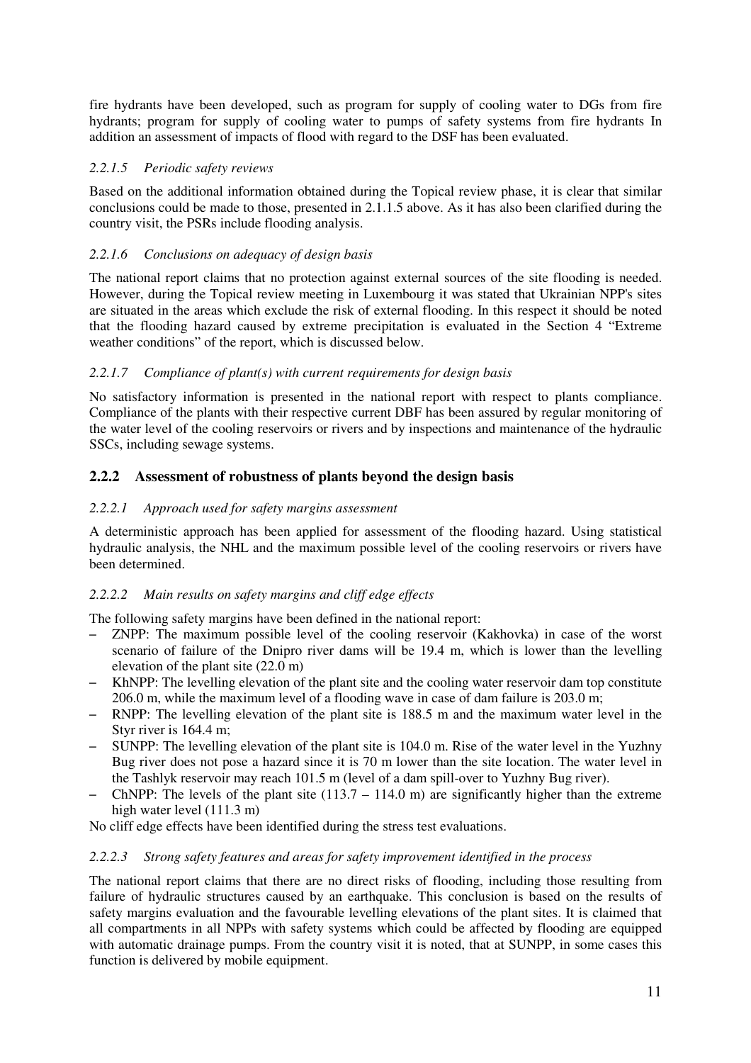fire hydrants have been developed, such as program for supply of cooling water to DGs from fire hydrants; program for supply of cooling water to pumps of safety systems from fire hydrants In addition an assessment of impacts of flood with regard to the DSF has been evaluated.

#### *2.2.1.5 Periodic safety reviews*

Based on the additional information obtained during the Topical review phase, it is clear that similar conclusions could be made to those, presented in 2.1.1.5 above. As it has also been clarified during the country visit, the PSRs include flooding analysis.

#### *2.2.1.6 Conclusions on adequacy of design basis*

The national report claims that no protection against external sources of the site flooding is needed. However, during the Topical review meeting in Luxembourg it was stated that Ukrainian NPP's sites are situated in the areas which exclude the risk of external flooding. In this respect it should be noted that the flooding hazard caused by extreme precipitation is evaluated in the Section 4 "Extreme weather conditions" of the report, which is discussed below.

#### *2.2.1.7 Compliance of plant(s) with current requirements for design basis*

No satisfactory information is presented in the national report with respect to plants compliance. Compliance of the plants with their respective current DBF has been assured by regular monitoring of the water level of the cooling reservoirs or rivers and by inspections and maintenance of the hydraulic SSCs, including sewage systems.

### **2.2.2 Assessment of robustness of plants beyond the design basis**

#### *2.2.2.1 Approach used for safety margins assessment*

A deterministic approach has been applied for assessment of the flooding hazard. Using statistical hydraulic analysis, the NHL and the maximum possible level of the cooling reservoirs or rivers have been determined.

#### *2.2.2.2 Main results on safety margins and cliff edge effects*

The following safety margins have been defined in the national report:

- ZNPP: The maximum possible level of the cooling reservoir (Kakhovka) in case of the worst scenario of failure of the Dnipro river dams will be 19.4 m, which is lower than the levelling elevation of the plant site (22.0 m)
- KhNPP: The levelling elevation of the plant site and the cooling water reservoir dam top constitute 206.0 m, while the maximum level of a flooding wave in case of dam failure is 203.0 m;
- RNPP: The levelling elevation of the plant site is 188.5 m and the maximum water level in the Styr river is 164.4 m;
- SUNPP: The levelling elevation of the plant site is 104.0 m. Rise of the water level in the Yuzhny Bug river does not pose a hazard since it is 70 m lower than the site location. The water level in the Tashlyk reservoir may reach 101.5 m (level of a dam spill-over to Yuzhny Bug river).
- ChNPP: The levels of the plant site (113.7 – 114.0 m) are significantly higher than the extreme high water level (111.3 m)

No cliff edge effects have been identified during the stress test evaluations.

#### *2.2.2.3 Strong safety features and areas for safety improvement identified in the process*

The national report claims that there are no direct risks of flooding, including those resulting from failure of hydraulic structures caused by an earthquake. This conclusion is based on the results of safety margins evaluation and the favourable levelling elevations of the plant sites. It is claimed that all compartments in all NPPs with safety systems which could be affected by flooding are equipped with automatic drainage pumps. From the country visit it is noted, that at SUNPP, in some cases this function is delivered by mobile equipment.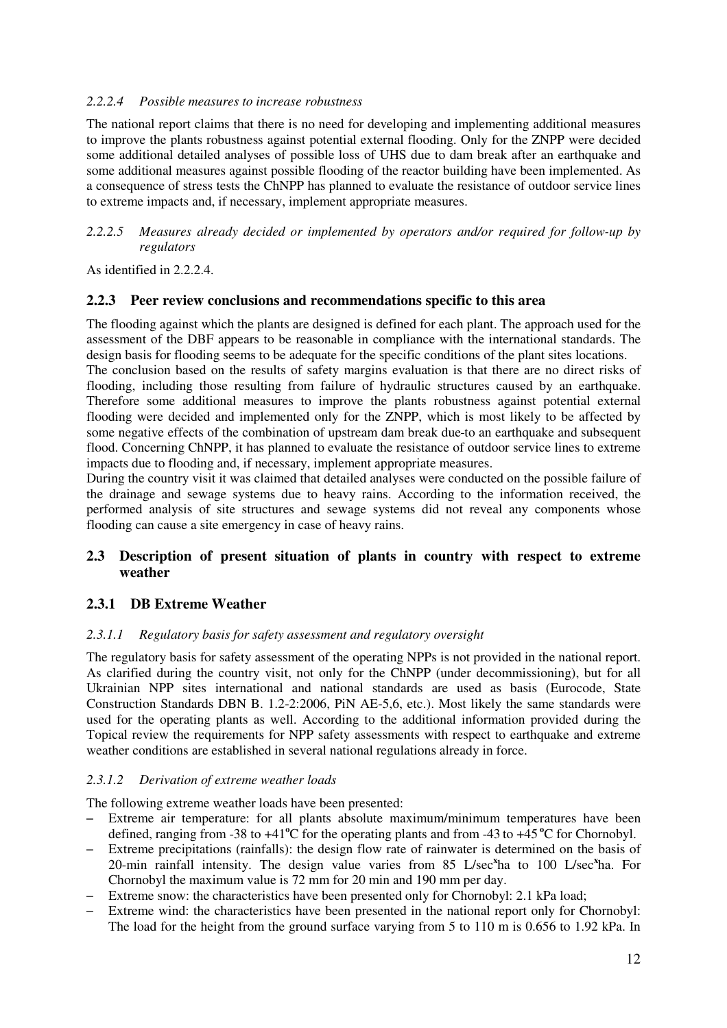#### *2.2.2.4 Possible measures to increase robustness*

The national report claims that there is no need for developing and implementing additional measures to improve the plants robustness against potential external flooding. Only for the ZNPP were decided some additional detailed analyses of possible loss of UHS due to dam break after an earthquake and some additional measures against possible flooding of the reactor building have been implemented. As a consequence of stress tests the ChNPP has planned to evaluate the resistance of outdoor service lines to extreme impacts and, if necessary, implement appropriate measures.

#### *2.2.2.5 Measures already decided or implemented by operators and/or required for follow-up by regulators*

As identified in 2.2.2.4.

### **2.2.3 Peer review conclusions and recommendations specific to this area**

The flooding against which the plants are designed is defined for each plant. The approach used for the assessment of the DBF appears to be reasonable in compliance with the international standards. The design basis for flooding seems to be adequate for the specific conditions of the plant sites locations.
The conclusion based on the results of safety margins evaluation is that there are no direct risks of flooding, including those resulting from failure of hydraulic structures caused by an earthquake. Therefore some additional measures to improve the plants robustness against potential external flooding were decided and implemented only for the ZNPP, which is most likely to be affected by some negative effects of the combination of upstream dam break due-to an earthquake and subsequent flood. Concerning ChNPP, it has planned to evaluate the resistance of outdoor service lines to extreme impacts due to flooding and, if necessary, implement appropriate measures.
During the country visit it was claimed that detailed analyses were conducted on the possible failure of the drainage and sewage systems due to heavy rains. According to the information received, the performed analysis of site structures and sewage systems did not reveal any components whose flooding can cause a site emergency in case of heavy rains.

## **2.3 Description of present situation of plants in country with respect to extreme weather**

### **2.3.1 DB Extreme Weather**

#### *2.3.1.1 Regulatory basis for safety assessment and regulatory oversight*

The regulatory basis for safety assessment of the operating NPPs is not provided in the national report. As clarified during the country visit, not only for the ChNPP (under decommissioning), but for all Ukrainian NPP sites international and national standards are used as basis (Eurocode, State Construction Standards DBN B. 1.2-2:2006, PiN AE-5,6, etc.). Most likely the same standards were used for the operating plants as well. According to the additional information provided during the Topical review the requirements for NPP safety assessments with respect to earthquake and extreme weather conditions are established in several national regulations already in force.

#### *2.3.1.2 Derivation of extreme weather loads*

The following extreme weather loads have been presented:

- Extreme air temperature: for all plants absolute maximum/minimum temperatures have been defined, ranging from -38 to +41°C for the operating plants and from -43 to +45 °C for Chornobyl.
- Extreme precipitations (rainfalls): the design flow rate of rainwater is determined on the basis of 20-min rainfall intensity. The design value varies from 85 L/sec$^{x}$ha to 100 L/sec$^{x}$ha. For Chornobyl the maximum value is 72 mm for 20 min and 190 mm per day.
- Extreme snow: the characteristics have been presented only for Chornobyl: 2.1 kPa load;
- Extreme wind: the characteristics have been presented in the national report only for Chornobyl: The load for the height from the ground surface varying from 5 to 110 m is 0.656 to 1.92 kPa. In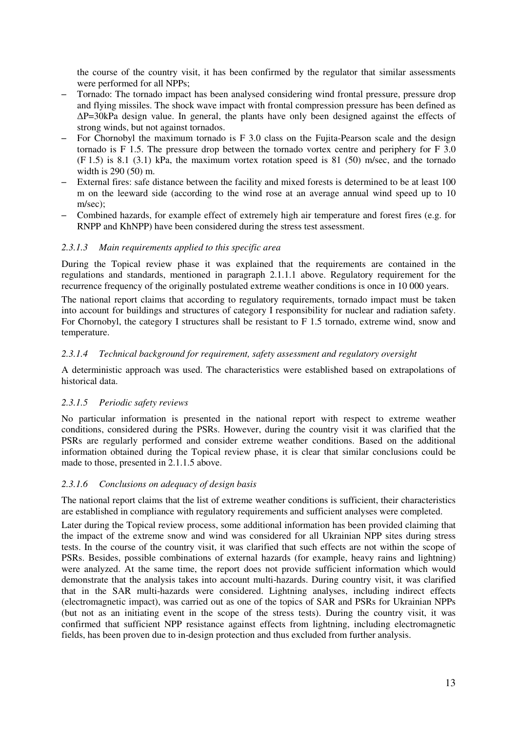the course of the country visit, it has been confirmed by the regulator that similar assessments were performed for all NPPs;

- Tornado: The tornado impact has been analysed considering wind frontal pressure, pressure drop and flying missiles. The shock wave impact with frontal compression pressure has been defined as $\Delta P$=30kPa design value. In general, the plants have only been designed against the effects of strong winds, but not against tornados.
- For Chornobyl the maximum tornado is F 3.0 class on the Fujita-Pearson scale and the design tornado is F 1.5. The pressure drop between the tornado vortex centre and periphery for F 3.0 (F 1.5) is 8.1 (3.1) kPa, the maximum vortex rotation speed is 81 (50) m/sec, and the tornado width is 290 (50) m.
- External fires: safe distance between the facility and mixed forests is determined to be at least 100 m on the leeward side (according to the wind rose at an average annual wind speed up to 10 m/sec);
- Combined hazards, for example effect of extremely high air temperature and forest fires (e.g. for RNPP and KhNPP) have been considered during the stress test assessment.

### *2.3.1.3 Main requirements applied to this specific area*

During the Topical review phase it was explained that the requirements are contained in the regulations and standards, mentioned in paragraph 2.1.1.1 above. Regulatory requirement for the recurrence frequency of the originally postulated extreme weather conditions is once in 10 000 years.

The national report claims that according to regulatory requirements, tornado impact must be taken into account for buildings and structures of category I responsibility for nuclear and radiation safety. For Chornobyl, the category I structures shall be resistant to F 1.5 tornado, extreme wind, snow and temperature.

### *2.3.1.4 Technical background for requirement, safety assessment and regulatory oversight*

A deterministic approach was used. The characteristics were established based on extrapolations of historical data.

### *2.3.1.5 Periodic safety reviews*

No particular information is presented in the national report with respect to extreme weather conditions, considered during the PSRs. However, during the country visit it was clarified that the PSRs are regularly performed and consider extreme weather conditions. Based on the additional information obtained during the Topical review phase, it is clear that similar conclusions could be made to those, presented in 2.1.1.5 above.

### *2.3.1.6 Conclusions on adequacy of design basis*

The national report claims that the list of extreme weather conditions is sufficient, their characteristics are established in compliance with regulatory requirements and sufficient analyses were completed.

Later during the Topical review process, some additional information has been provided claiming that the impact of the extreme snow and wind was considered for all Ukrainian NPP sites during stress tests. In the course of the country visit, it was clarified that such effects are not within the scope of PSRs. Besides, possible combinations of external hazards (for example, heavy rains and lightning) were analyzed. At the same time, the report does not provide sufficient information which would demonstrate that the analysis takes into account multi-hazards. During country visit, it was clarified that in the SAR multi-hazards were considered. Lightning analyses, including indirect effects (electromagnetic impact), was carried out as one of the topics of SAR and PSRs for Ukrainian NPPs (but not as an initiating event in the scope of the stress tests). During the country visit, it was confirmed that sufficient NPP resistance against effects from lightning, including electromagnetic fields, has been proven due to in-design protection and thus excluded from further analysis.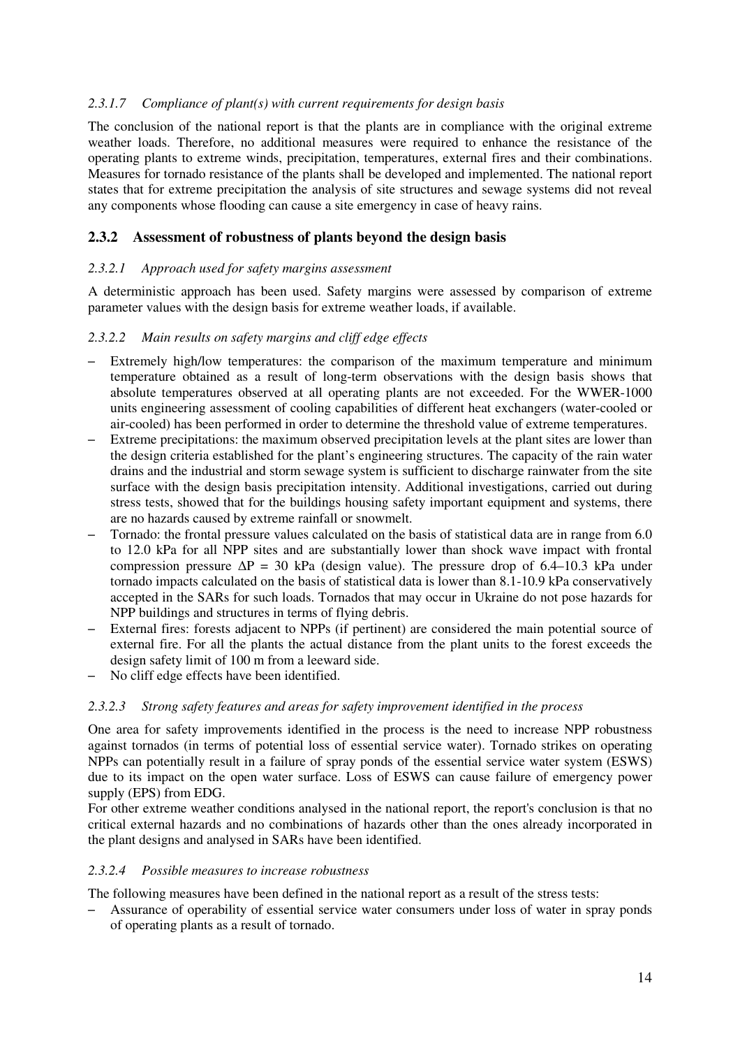#### *2.3.1.7 Compliance of plant(s) with current requirements for design basis*

The conclusion of the national report is that the plants are in compliance with the original extreme weather loads. Therefore, no additional measures were required to enhance the resistance of the operating plants to extreme winds, precipitation, temperatures, external fires and their combinations. Measures for tornado resistance of the plants shall be developed and implemented. The national report states that for extreme precipitation the analysis of site structures and sewage systems did not reveal any components whose flooding can cause a site emergency in case of heavy rains.

### 2.3.2 Assessment of robustness of plants beyond the design basis

#### *2.3.2.1 Approach used for safety margins assessment*

A deterministic approach has been used. Safety margins were assessed by comparison of extreme parameter values with the design basis for extreme weather loads, if available.

#### *2.3.2.2 Main results on safety margins and cliff edge effects*

- Extremely high/low temperatures: the comparison of the maximum temperature and minimum temperature obtained as a result of long-term observations with the design basis shows that absolute temperatures observed at all operating plants are not exceeded. For the WWER-1000 units engineering assessment of cooling capabilities of different heat exchangers (water-cooled or air-cooled) has been performed in order to determine the threshold value of extreme temperatures.
- Extreme precipitations: the maximum observed precipitation levels at the plant sites are lower than the design criteria established for the plant's engineering structures. The capacity of the rain water drains and the industrial and storm sewage system is sufficient to discharge rainwater from the site surface with the design basis precipitation intensity. Additional investigations, carried out during stress tests, showed that for the buildings housing safety important equipment and systems, there are no hazards caused by extreme rainfall or snowmelt.
- Tornado: the frontal pressure values calculated on the basis of statistical data are in range from 6.0 to 12.0 kPa for all NPP sites and are substantially lower than shock wave impact with frontal compression pressure $\Delta P$ = 30 kPa (design value). The pressure drop of 6.4–10.3 kPa under tornado impacts calculated on the basis of statistical data is lower than 8.1-10.9 kPa conservatively accepted in the SARs for such loads. Tornados that may occur in Ukraine do not pose hazards for NPP buildings and structures in terms of flying debris.
- External fires: forests adjacent to NPPs (if pertinent) are considered the main potential source of external fire. For all the plants the actual distance from the plant units to the forest exceeds the design safety limit of 100 m from a leeward side.
- No cliff edge effects have been identified.

#### *2.3.2.3 Strong safety features and areas for safety improvement identified in the process*

One area for safety improvements identified in the process is the need to increase NPP robustness against tornados (in terms of potential loss of essential service water). Tornado strikes on operating NPPs can potentially result in a failure of spray ponds of the essential service water system (ESWS) due to its impact on the open water surface. Loss of ESWS can cause failure of emergency power supply (EPS) from EDG.

For other extreme weather conditions analysed in the national report, the report's conclusion is that no critical external hazards and no combinations of hazards other than the ones already incorporated in the plant designs and analysed in SARs have been identified.

#### *2.3.2.4 Possible measures to increase robustness*

The following measures have been defined in the national report as a result of the stress tests:

- Assurance of operability of essential service water consumers under loss of water in spray ponds of operating plants as a result of tornado.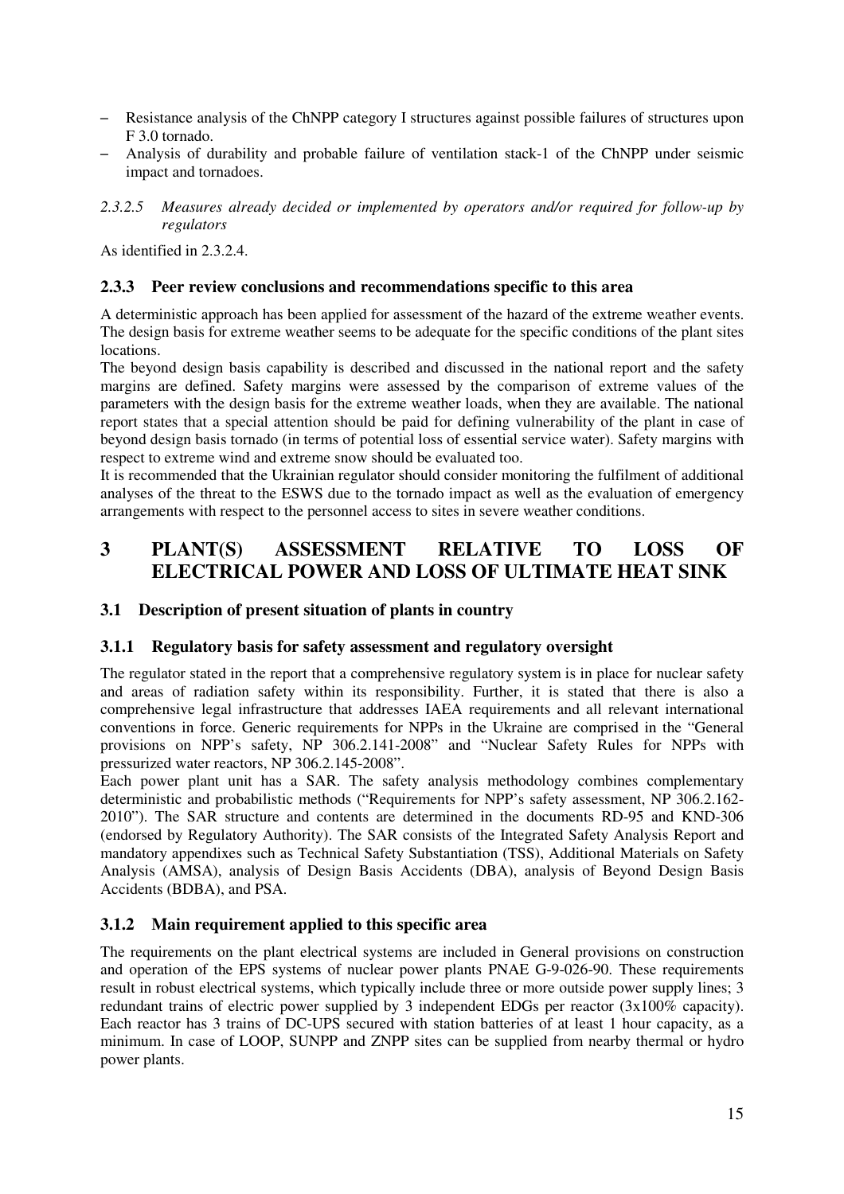- Resistance analysis of the ChNPP category I structures against possible failures of structures upon F 3.0 tornado.
- Analysis of durability and probable failure of ventilation stack-1 of the ChNPP under seismic impact and tornadoes.

#### *2.3.2.5 Measures already decided or implemented by operators and/or required for follow-up by regulators*

As identified in 2.3.2.4.

### 2.3.3 Peer review conclusions and recommendations specific to this area

A deterministic approach has been applied for assessment of the hazard of the extreme weather events. The design basis for extreme weather seems to be adequate for the specific conditions of the plant sites locations.

The beyond design basis capability is described and discussed in the national report and the safety margins are defined. Safety margins were assessed by the comparison of extreme values of the parameters with the design basis for the extreme weather loads, when they are available. The national report states that a special attention should be paid for defining vulnerability of the plant in case of beyond design basis tornado (in terms of potential loss of essential service water). Safety margins with respect to extreme wind and extreme snow should be evaluated too.

It is recommended that the Ukrainian regulator should consider monitoring the fulfilment of additional analyses of the threat to the ESWS due to the tornado impact as well as the evaluation of emergency arrangements with respect to the personnel access to sites in severe weather conditions.

# 3 PLANT(S) ASSESSMENT RELATIVE TO LOSS OF ELECTRICAL POWER AND LOSS OF ULTIMATE HEAT SINK

## 3.1 Description of present situation of plants in country

### 3.1.1 Regulatory basis for safety assessment and regulatory oversight

The regulator stated in the report that a comprehensive regulatory system is in place for nuclear safety and areas of radiation safety within its responsibility. Further, it is stated that there is also a comprehensive legal infrastructure that addresses IAEA requirements and all relevant international conventions in force. Generic requirements for NPPs in the Ukraine are comprised in the "General provisions on NPP's safety, NP 306.2.141-2008" and "Nuclear Safety Rules for NPPs with pressurized water reactors, NP 306.2.145-2008".

Each power plant unit has a SAR. The safety analysis methodology combines complementary deterministic and probabilistic methods ("Requirements for NPP's safety assessment, NP 306.2.162-2010"). The SAR structure and contents are determined in the documents RD-95 and KND-306 (endorsed by Regulatory Authority). The SAR consists of the Integrated Safety Analysis Report and mandatory appendixes such as Technical Safety Substantiation (TSS), Additional Materials on Safety Analysis (AMSA), analysis of Design Basis Accidents (DBA), analysis of Beyond Design Basis Accidents (BDBA), and PSA.

### 3.1.2 Main requirement applied to this specific area

The requirements on the plant electrical systems are included in General provisions on construction and operation of the EPS systems of nuclear power plants PNAE G-9-026-90. These requirements result in robust electrical systems, which typically include three or more outside power supply lines; 3 redundant trains of electric power supplied by 3 independent EDGs per reactor (3x100% capacity). Each reactor has 3 trains of DC-UPS secured with station batteries of at least 1 hour capacity, as a minimum. In case of LOOP, SUNPP and ZNPP sites can be supplied from nearby thermal or hydro power plants.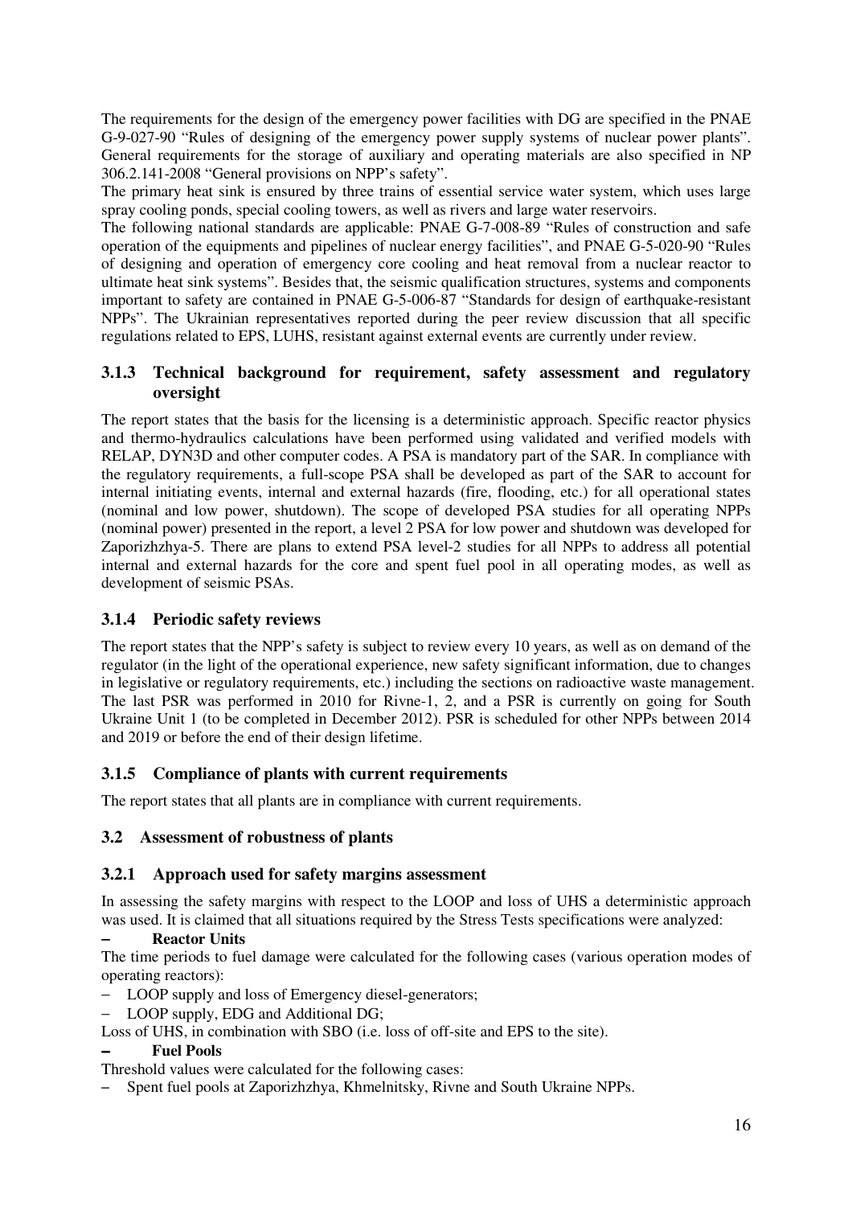The requirements for the design of the emergency power facilities with DG are specified in the PNAE G-9-027-90 "Rules of designing of the emergency power supply systems of nuclear power plants". General requirements for the storage of auxiliary and operating materials are also specified in NP 306.2.141-2008 "General provisions on NPP's safety".

The primary heat sink is ensured by three trains of essential service water system, which uses large spray cooling ponds, special cooling towers, as well as rivers and large water reservoirs.

The following national standards are applicable: PNAE G-7-008-89 "Rules of construction and safe operation of the equipments and pipelines of nuclear energy facilities", and PNAE G-5-020-90 "Rules of designing and operation of emergency core cooling and heat removal from a nuclear reactor to ultimate heat sink systems". Besides that, the seismic qualification structures, systems and components important to safety are contained in PNAE G-5-006-87 "Standards for design of earthquake-resistant NPPs". The Ukrainian representatives reported during the peer review discussion that all specific regulations related to EPS, LUHS, resistant against external events are currently under review.

### 3.1.3 Technical background for requirement, safety assessment and regulatory oversight

The report states that the basis for the licensing is a deterministic approach. Specific reactor physics and thermo-hydraulics calculations have been performed using validated and verified models with RELAP, DYN3D and other computer codes. A PSA is mandatory part of the SAR. In compliance with the regulatory requirements, a full-scope PSA shall be developed as part of the SAR to account for internal initiating events, internal and external hazards (fire, flooding, etc.) for all operational states (nominal and low power, shutdown). The scope of developed PSA studies for all operating NPPs (nominal power) presented in the report, a level 2 PSA for low power and shutdown was developed for Zaporizhzhya-5. There are plans to extend PSA level-2 studies for all NPPs to address all potential internal and external hazards for the core and spent fuel pool in all operating modes, as well as development of seismic PSAs.

### 3.1.4 Periodic safety reviews

The report states that the NPP's safety is subject to review every 10 years, as well as on demand of the regulator (in the light of the operational experience, new safety significant information, due to changes in legislative or regulatory requirements, etc.) including the sections on radioactive waste management. The last PSR was performed in 2010 for Rivne-1, 2, and a PSR is currently on going for South Ukraine Unit 1 (to be completed in December 2012). PSR is scheduled for other NPPs between 2014 and 2019 or before the end of their design lifetime.

### 3.1.5 Compliance of plants with current requirements

The report states that all plants are in compliance with current requirements.

## 3.2 Assessment of robustness of plants

### 3.2.1 Approach used for safety margins assessment

In assessing the safety margins with respect to the LOOP and loss of UHS a deterministic approach was used. It is claimed that all situations required by the Stress Tests specifications were analyzed:

– **Reactor Units**

The time periods to fuel damage were calculated for the following cases (various operation modes of operating reactors):

- LOOP supply and loss of Emergency diesel-generators;
- LOOP supply, EDG and Additional DG;

Loss of UHS, in combination with SBO (i.e. loss of off-site and EPS to the site).

– **Fuel Pools**

Threshold values were calculated for the following cases:

- Spent fuel pools at Zaporizhzhya, Khmelnitsky, Rivne and South Ukraine NPPs.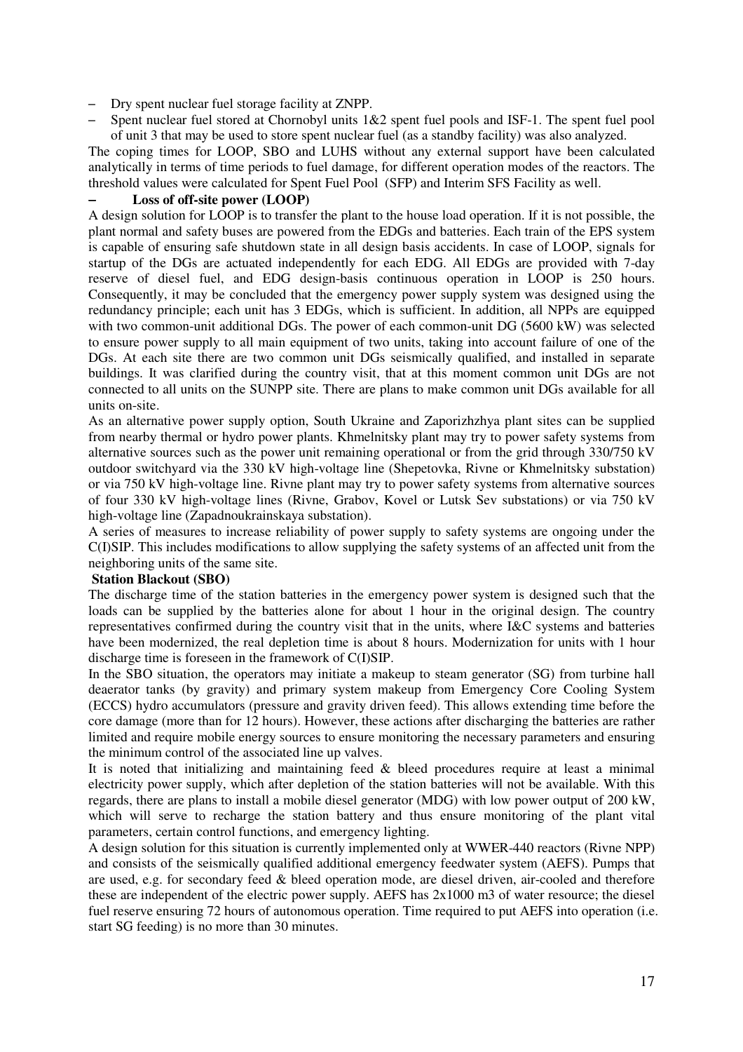- Dry spent nuclear fuel storage facility at ZNPP.
- Spent nuclear fuel stored at Chornobyl units 1&2 spent fuel pools and ISF-1. The spent fuel pool of unit 3 that may be used to store spent nuclear fuel (as a standby facility) was also analyzed.

The coping times for LOOP, SBO and LUHS without any external support have been calculated analytically in terms of time periods to fuel damage, for different operation modes of the reactors. The threshold values were calculated for Spent Fuel Pool (SFP) and Interim SFS Facility as well.

- **Loss of off-site power (LOOP)**

A design solution for LOOP is to transfer the plant to the house load operation. If it is not possible, the plant normal and safety buses are powered from the EDGs and batteries. Each train of the EPS system is capable of ensuring safe shutdown state in all design basis accidents. In case of LOOP, signals for startup of the DGs are actuated independently for each EDG. All EDGs are provided with 7-day reserve of diesel fuel, and EDG design-basis continuous operation in LOOP is 250 hours. Consequently, it may be concluded that the emergency power supply system was designed using the redundancy principle; each unit has 3 EDGs, which is sufficient. In addition, all NPPs are equipped with two common-unit additional DGs. The power of each common-unit DG (5600 kW) was selected to ensure power supply to all main equipment of two units, taking into account failure of one of the DGs. At each site there are two common unit DGs seismically qualified, and installed in separate buildings. It was clarified during the country visit, that at this moment common unit DGs are not connected to all units on the SUNPP site. There are plans to make common unit DGs available for all units on-site.

As an alternative power supply option, South Ukraine and Zaporizhzhya plant sites can be supplied from nearby thermal or hydro power plants. Khmelnitsky plant may try to power safety systems from alternative sources such as the power unit remaining operational or from the grid through 330/750 kV outdoor switchyard via the 330 kV high-voltage line (Shepetovka, Rivne or Khmelnitsky substation) or via 750 kV high-voltage line. Rivne plant may try to power safety systems from alternative sources of four 330 kV high-voltage lines (Rivne, Grabov, Kovel or Lutsk Sev substations) or via 750 kV high-voltage line (Zapadnoukrainskaya substation).

A series of measures to increase reliability of power supply to safety systems are ongoing under the C(I)SIP. This includes modifications to allow supplying the safety systems of an affected unit from the neighboring units of the same site.

**Station Blackout (SBO)**

The discharge time of the station batteries in the emergency power system is designed such that the loads can be supplied by the batteries alone for about 1 hour in the original design. The country representatives confirmed during the country visit that in the units, where I&C systems and batteries have been modernized, the real depletion time is about 8 hours. Modernization for units with 1 hour discharge time is foreseen in the framework of C(I)SIP.

In the SBO situation, the operators may initiate a makeup to steam generator (SG) from turbine hall deaerator tanks (by gravity) and primary system makeup from Emergency Core Cooling System (ECCS) hydro accumulators (pressure and gravity driven feed). This allows extending time before the core damage (more than for 12 hours). However, these actions after discharging the batteries are rather limited and require mobile energy sources to ensure monitoring the necessary parameters and ensuring the minimum control of the associated line up valves.

It is noted that initializing and maintaining feed & bleed procedures require at least a minimal electricity power supply, which after depletion of the station batteries will not be available. With this regards, there are plans to install a mobile diesel generator (MDG) with low power output of 200 kW, which will serve to recharge the station battery and thus ensure monitoring of the plant vital parameters, certain control functions, and emergency lighting.

A design solution for this situation is currently implemented only at WWER-440 reactors (Rivne NPP) and consists of the seismically qualified additional emergency feedwater system (AEFS). Pumps that are used, e.g. for secondary feed & bleed operation mode, are diesel driven, air-cooled and therefore these are independent of the electric power supply. AEFS has 2x1000 m3 of water resource; the diesel fuel reserve ensuring 72 hours of autonomous operation. Time required to put AEFS into operation (i.e. start SG feeding) is no more than 30 minutes.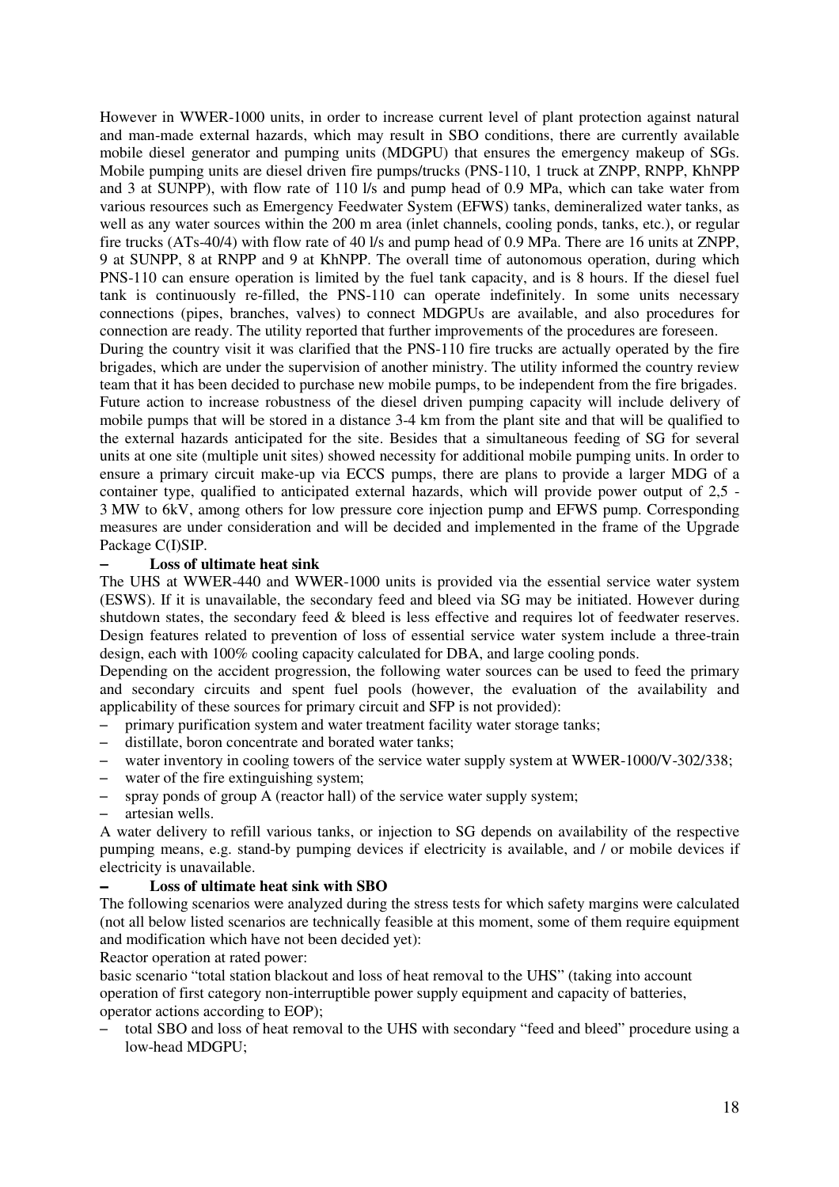However in WWER-1000 units, in order to increase current level of plant protection against natural and man-made external hazards, which may result in SBO conditions, there are currently available mobile diesel generator and pumping units (MDGPU) that ensures the emergency makeup of SGs. Mobile pumping units are diesel driven fire pumps/trucks (PNS-110, 1 truck at ZNPP, RNPP, KhNPP and 3 at SUNPP), with flow rate of 110 l/s and pump head of 0.9 MPa, which can take water from various resources such as Emergency Feedwater System (EFWS) tanks, demineralized water tanks, as well as any water sources within the 200 m area (inlet channels, cooling ponds, tanks, etc.), or regular fire trucks (ATs-40/4) with flow rate of 40 l/s and pump head of 0.9 MPa. There are 16 units at ZNPP, 9 at SUNPP, 8 at RNPP and 9 at KhNPP. The overall time of autonomous operation, during which PNS-110 can ensure operation is limited by the fuel tank capacity, and is 8 hours. If the diesel fuel tank is continuously re-filled, the PNS-110 can operate indefinitely. In some units necessary connections (pipes, branches, valves) to connect MDGPUs are available, and also procedures for connection are ready. The utility reported that further improvements of the procedures are foreseen.

During the country visit it was clarified that the PNS-110 fire trucks are actually operated by the fire brigades, which are under the supervision of another ministry. The utility informed the country review team that it has been decided to purchase new mobile pumps, to be independent from the fire brigades. Future action to increase robustness of the diesel driven pumping capacity will include delivery of mobile pumps that will be stored in a distance 3-4 km from the plant site and that will be qualified to the external hazards anticipated for the site. Besides that a simultaneous feeding of SG for several units at one site (multiple unit sites) showed necessity for additional mobile pumping units. In order to ensure a primary circuit make-up via ECCS pumps, there are plans to provide a larger MDG of a container type, qualified to anticipated external hazards, which will provide power output of 2,5 - 3 MW to 6kV, among others for low pressure core injection pump and EFWS pump. Corresponding measures are under consideration and will be decided and implemented in the frame of the Upgrade Package C(I)SIP.

**– Loss of ultimate heat sink**

The UHS at WWER-440 and WWER-1000 units is provided via the essential service water system (ESWS). If it is unavailable, the secondary feed and bleed via SG may be initiated. However during shutdown states, the secondary feed & bleed is less effective and requires lot of feedwater reserves. Design features related to prevention of loss of essential service water system include a three-train design, each with 100% cooling capacity calculated for DBA, and large cooling ponds.

Depending on the accident progression, the following water sources can be used to feed the primary and secondary circuits and spent fuel pools (however, the evaluation of the availability and applicability of these sources for primary circuit and SFP is not provided):

- primary purification system and water treatment facility water storage tanks;
- distillate, boron concentrate and borated water tanks;
- water inventory in cooling towers of the service water supply system at WWER-1000/V-302/338;
- water of the fire extinguishing system;
- spray ponds of group A (reactor hall) of the service water supply system;
- artesian wells.

A water delivery to refill various tanks, or injection to SG depends on availability of the respective pumping means, e.g. stand-by pumping devices if electricity is available, and / or mobile devices if electricity is unavailable.

**– Loss of ultimate heat sink with SBO**

The following scenarios were analyzed during the stress tests for which safety margins were calculated (not all below listed scenarios are technically feasible at this moment, some of them require equipment and modification which have not been decided yet):

Reactor operation at rated power:

basic scenario "total station blackout and loss of heat removal to the UHS" (taking into account operation of first category non-interruptible power supply equipment and capacity of batteries, operator actions according to EOP);

- total SBO and loss of heat removal to the UHS with secondary "feed and bleed" procedure using a low-head MDGPU;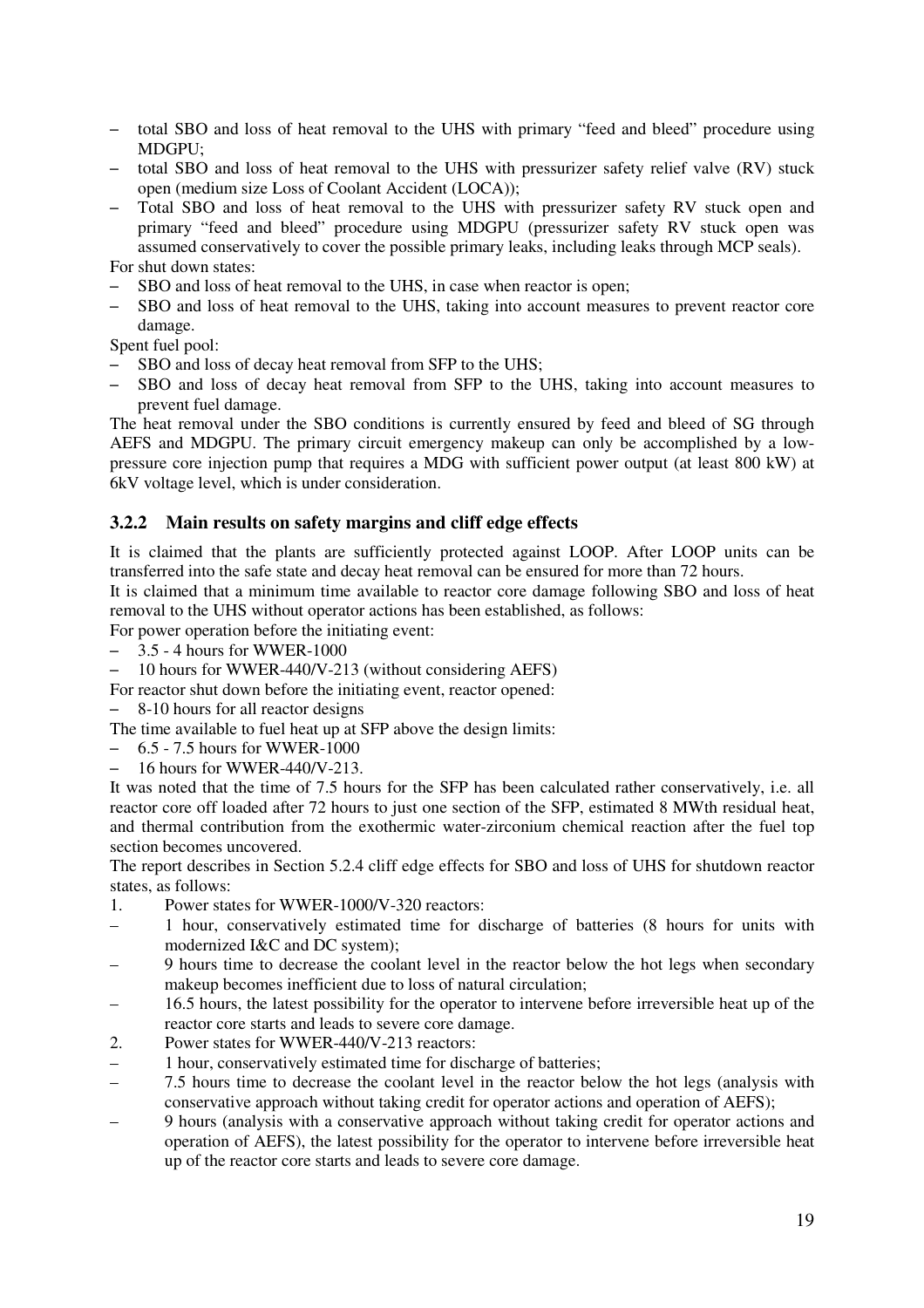- total SBO and loss of heat removal to the UHS with primary "feed and bleed" procedure using MDGPU;
- total SBO and loss of heat removal to the UHS with pressurizer safety relief valve (RV) stuck open (medium size Loss of Coolant Accident (LOCA));
- Total SBO and loss of heat removal to the UHS with pressurizer safety RV stuck open and primary "feed and bleed" procedure using MDGPU (pressurizer safety RV stuck open was assumed conservatively to cover the possible primary leaks, including leaks through MCP seals).

For shut down states:

- SBO and loss of heat removal to the UHS, in case when reactor is open;
- SBO and loss of heat removal to the UHS, taking into account measures to prevent reactor core damage.

Spent fuel pool:

- SBO and loss of decay heat removal from SFP to the UHS;
- SBO and loss of decay heat removal from SFP to the UHS, taking into account measures to prevent fuel damage.

The heat removal under the SBO conditions is currently ensured by feed and bleed of SG through AEFS and MDGPU. The primary circuit emergency makeup can only be accomplished by a low-pressure core injection pump that requires a MDG with sufficient power output (at least 800 kW) at 6kV voltage level, which is under consideration.

### 3.2.2 Main results on safety margins and cliff edge effects

It is claimed that the plants are sufficiently protected against LOOP. After LOOP units can be transferred into the safe state and decay heat removal can be ensured for more than 72 hours.

It is claimed that a minimum time available to reactor core damage following SBO and loss of heat removal to the UHS without operator actions has been established, as follows:

For power operation before the initiating event:

- 3.5 - 4 hours for WWER-1000
- 10 hours for WWER-440/V-213 (without considering AEFS)

For reactor shut down before the initiating event, reactor opened:

- 8-10 hours for all reactor designs

The time available to fuel heat up at SFP above the design limits:

- 6.5 - 7.5 hours for WWER-1000
- 16 hours for WWER-440/V-213.

It was noted that the time of 7.5 hours for the SFP has been calculated rather conservatively, i.e. all reactor core off loaded after 72 hours to just one section of the SFP, estimated 8 MWth residual heat, and thermal contribution from the exothermic water-zirconium chemical reaction after the fuel top section becomes uncovered.

The report describes in Section 5.2.4 cliff edge effects for SBO and loss of UHS for shutdown reactor states, as follows:

1. Power states for WWER-1000/V-320 reactors:
   - 1 hour, conservatively estimated time for discharge of batteries (8 hours for units with modernized I&C and DC system);
   - 9 hours time to decrease the coolant level in the reactor below the hot legs when secondary makeup becomes inefficient due to loss of natural circulation;
   - 16.5 hours, the latest possibility for the operator to intervene before irreversible heat up of the reactor core starts and leads to severe core damage.
2. Power states for WWER-440/V-213 reactors:
   - 1 hour, conservatively estimated time for discharge of batteries;
   - 7.5 hours time to decrease the coolant level in the reactor below the hot legs (analysis with conservative approach without taking credit for operator actions and operation of AEFS);
   - 9 hours (analysis with a conservative approach without taking credit for operator actions and operation of AEFS), the latest possibility for the operator to intervene before irreversible heat up of the reactor core starts and leads to severe core damage.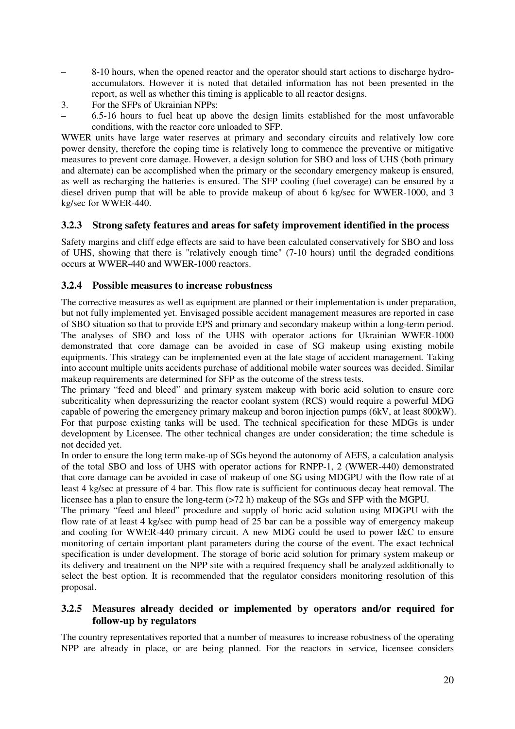- 8-10 hours, when the opened reactor and the operator should start actions to discharge hydro-accumulators. However it is noted that detailed information has not been presented in the report, as well as whether this timing is applicable to all reactor designs.

3. For the SFPs of Ukrainian NPPs:

- 6.5-16 hours to fuel heat up above the design limits established for the most unfavorable conditions, with the reactor core unloaded to SFP.

WWER units have large water reserves at primary and secondary circuits and relatively low core power density, therefore the coping time is relatively long to commence the preventive or mitigative measures to prevent core damage. However, a design solution for SBO and loss of UHS (both primary and alternate) can be accomplished when the primary or the secondary emergency makeup is ensured, as well as recharging the batteries is ensured. The SFP cooling (fuel coverage) can be ensured by a diesel driven pump that will be able to provide makeup of about 6 kg/sec for WWER-1000, and 3 kg/sec for WWER-440.

### 3.2.3 Strong safety features and areas for safety improvement identified in the process

Safety margins and cliff edge effects are said to have been calculated conservatively for SBO and loss of UHS, showing that there is "relatively enough time" (7-10 hours) until the degraded conditions occurs at WWER-440 and WWER-1000 reactors.

### 3.2.4 Possible measures to increase robustness

The corrective measures as well as equipment are planned or their implementation is under preparation, but not fully implemented yet. Envisaged possible accident management measures are reported in case of SBO situation so that to provide EPS and primary and secondary makeup within a long-term period.
The analyses of SBO and loss of the UHS with operator actions for Ukrainian WWER-1000 demonstrated that core damage can be avoided in case of SG makeup using existing mobile equipments. This strategy can be implemented even at the late stage of accident management. Taking into account multiple units accidents purchase of additional mobile water sources was decided. Similar makeup requirements are determined for SFP as the outcome of the stress tests.
The primary "feed and bleed" and primary system makeup with boric acid solution to ensure core subcriticality when depressurizing the reactor coolant system (RCS) would require a powerful MDG capable of powering the emergency primary makeup and boron injection pumps (6kV, at least 800kW). For that purpose existing tanks will be used. The technical specification for these MDGs is under development by Licensee. The other technical changes are under consideration; the time schedule is not decided yet.
In order to ensure the long term make-up of SGs beyond the autonomy of AEFS, a calculation analysis of the total SBO and loss of UHS with operator actions for RNPP-1, 2 (WWER-440) demonstrated that core damage can be avoided in case of makeup of one SG using MDGPU with the flow rate of at least 4 kg/sec at pressure of 4 bar. This flow rate is sufficient for continuous decay heat removal. The licensee has a plan to ensure the long-term (>72 h) makeup of the SGs and SFP with the MGPU.
The primary "feed and bleed" procedure and supply of boric acid solution using MDGPU with the flow rate of at least 4 kg/sec with pump head of 25 bar can be a possible way of emergency makeup and cooling for WWER-440 primary circuit. A new MDG could be used to power I&C to ensure monitoring of certain important plant parameters during the course of the event. The exact technical specification is under development. The storage of boric acid solution for primary system makeup or its delivery and treatment on the NPP site with a required frequency shall be analyzed additionally to select the best option. It is recommended that the regulator considers monitoring resolution of this proposal.

### 3.2.5 Measures already decided or implemented by operators and/or required for follow-up by regulators

The country representatives reported that a number of measures to increase robustness of the operating NPP are already in place, or are being planned. For the reactors in service, licensee considers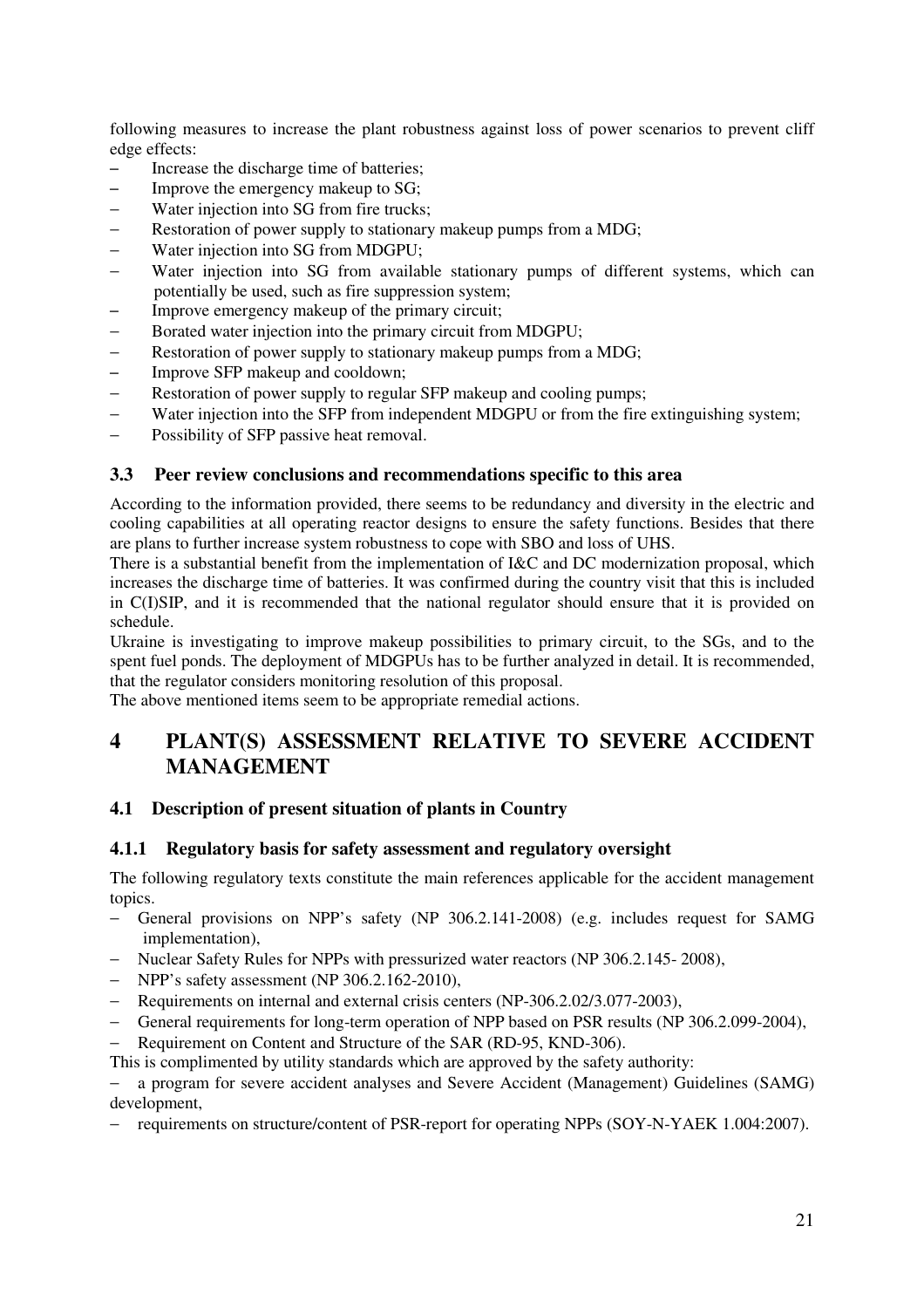following measures to increase the plant robustness against loss of power scenarios to prevent cliff edge effects:

- Increase the discharge time of batteries;
- Improve the emergency makeup to SG;
- Water injection into SG from fire trucks;
- Restoration of power supply to stationary makeup pumps from a MDG;
- Water injection into SG from MDGPU;
- Water injection into SG from available stationary pumps of different systems, which can potentially be used, such as fire suppression system;
- Improve emergency makeup of the primary circuit;
- Borated water injection into the primary circuit from MDGPU;
- Restoration of power supply to stationary makeup pumps from a MDG;
- Improve SFP makeup and cooldown;
- Restoration of power supply to regular SFP makeup and cooling pumps;
- Water injection into the SFP from independent MDGPU or from the fire extinguishing system;
- Possibility of SFP passive heat removal.

### 3.3 Peer review conclusions and recommendations specific to this area

According to the information provided, there seems to be redundancy and diversity in the electric and cooling capabilities at all operating reactor designs to ensure the safety functions. Besides that there are plans to further increase system robustness to cope with SBO and loss of UHS.

There is a substantial benefit from the implementation of I&C and DC modernization proposal, which increases the discharge time of batteries. It was confirmed during the country visit that this is included in C(I)SIP, and it is recommended that the national regulator should ensure that it is provided on schedule.

Ukraine is investigating to improve makeup possibilities to primary circuit, to the SGs, and to the spent fuel ponds. The deployment of MDGPUs has to be further analyzed in detail. It is recommended, that the regulator considers monitoring resolution of this proposal.

The above mentioned items seem to be appropriate remedial actions.

# 4 PLANT(S) ASSESSMENT RELATIVE TO SEVERE ACCIDENT MANAGEMENT

### 4.1 Description of present situation of plants in Country

#### 4.1.1 Regulatory basis for safety assessment and regulatory oversight

The following regulatory texts constitute the main references applicable for the accident management topics.

- General provisions on NPP's safety (NP 306.2.141-2008) (e.g. includes request for SAMG implementation),
- Nuclear Safety Rules for NPPs with pressurized water reactors (NP 306.2.145- 2008),
- NPP's safety assessment (NP 306.2.162-2010),
- Requirements on internal and external crisis centers (NP-306.2.02/3.077-2003),
- General requirements for long-term operation of NPP based on PSR results (NP 306.2.099-2004),
- Requirement on Content and Structure of the SAR (RD-95, KND-306).

This is complimented by utility standards which are approved by the safety authority:

- a program for severe accident analyses and Severe Accident (Management) Guidelines (SAMG) development,
- requirements on structure/content of PSR-report for operating NPPs (SOY-N-YAEK 1.004:2007).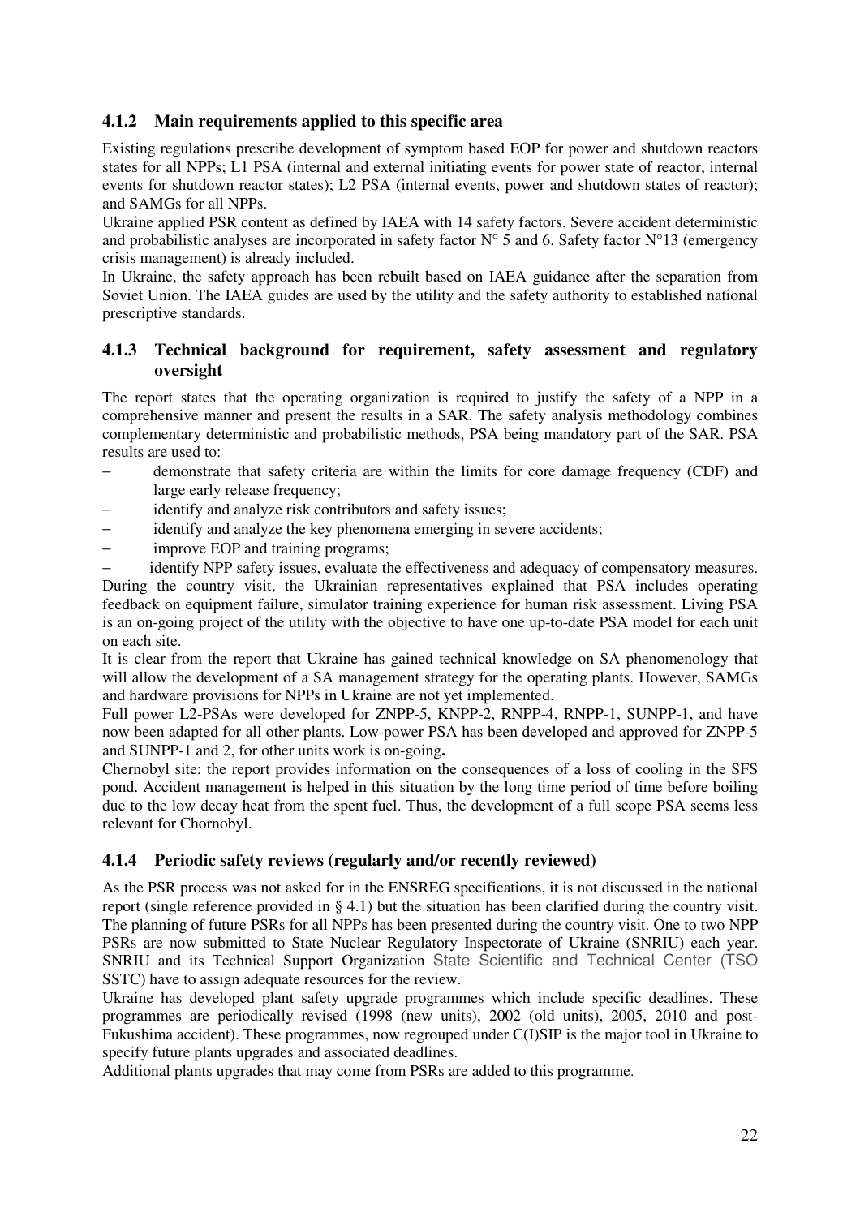### 4.1.2 Main requirements applied to this specific area

Existing regulations prescribe development of symptom based EOP for power and shutdown reactors states for all NPPs; L1 PSA (internal and external initiating events for power state of reactor, internal events for shutdown reactor states); L2 PSA (internal events, power and shutdown states of reactor); and SAMGs for all NPPs.

Ukraine applied PSR content as defined by IAEA with 14 safety factors. Severe accident deterministic and probabilistic analyses are incorporated in safety factor N° 5 and 6. Safety factor N°13 (emergency crisis management) is already included.

In Ukraine, the safety approach has been rebuilt based on IAEA guidance after the separation from Soviet Union. The IAEA guides are used by the utility and the safety authority to established national prescriptive standards.

### 4.1.3 Technical background for requirement, safety assessment and regulatory oversight

The report states that the operating organization is required to justify the safety of a NPP in a comprehensive manner and present the results in a SAR. The safety analysis methodology combines complementary deterministic and probabilistic methods, PSA being mandatory part of the SAR. PSA results are used to:

- demonstrate that safety criteria are within the limits for core damage frequency (CDF) and large early release frequency;
- identify and analyze risk contributors and safety issues;
- identify and analyze the key phenomena emerging in severe accidents;
- improve EOP and training programs;
- identify NPP safety issues, evaluate the effectiveness and adequacy of compensatory measures.

During the country visit, the Ukrainian representatives explained that PSA includes operating feedback on equipment failure, simulator training experience for human risk assessment. Living PSA is an on-going project of the utility with the objective to have one up-to-date PSA model for each unit on each site.

It is clear from the report that Ukraine has gained technical knowledge on SA phenomenology that will allow the development of a SA management strategy for the operating plants. However, SAMGs and hardware provisions for NPPs in Ukraine are not yet implemented.

Full power L2-PSAs were developed for ZNPP-5, KNPP-2, RNPP-4, RNPP-1, SUNPP-1, and have now been adapted for all other plants. Low-power PSA has been developed and approved for ZNPP-5 and SUNPP-1 and 2, for other units work is on-going**.**

Chernobyl site: the report provides information on the consequences of a loss of cooling in the SFS pond. Accident management is helped in this situation by the long time period of time before boiling due to the low decay heat from the spent fuel. Thus, the development of a full scope PSA seems less relevant for Chornobyl.

### 4.1.4 Periodic safety reviews (regularly and/or recently reviewed)

As the PSR process was not asked for in the ENSREG specifications, it is not discussed in the national report (single reference provided in § 4.1) but the situation has been clarified during the country visit. The planning of future PSRs for all NPPs has been presented during the country visit. One to two NPP PSRs are now submitted to State Nuclear Regulatory Inspectorate of Ukraine (SNRIU) each year. SNRIU and its Technical Support Organization State Scientific and Technical Center (TSO SSTC) have to assign adequate resources for the review.

Ukraine has developed plant safety upgrade programmes which include specific deadlines. These programmes are periodically revised (1998 (new units), 2002 (old units), 2005, 2010 and post-Fukushima accident). These programmes, now regrouped under C(I)SIP is the major tool in Ukraine to specify future plants upgrades and associated deadlines.

Additional plants upgrades that may come from PSRs are added to this programme.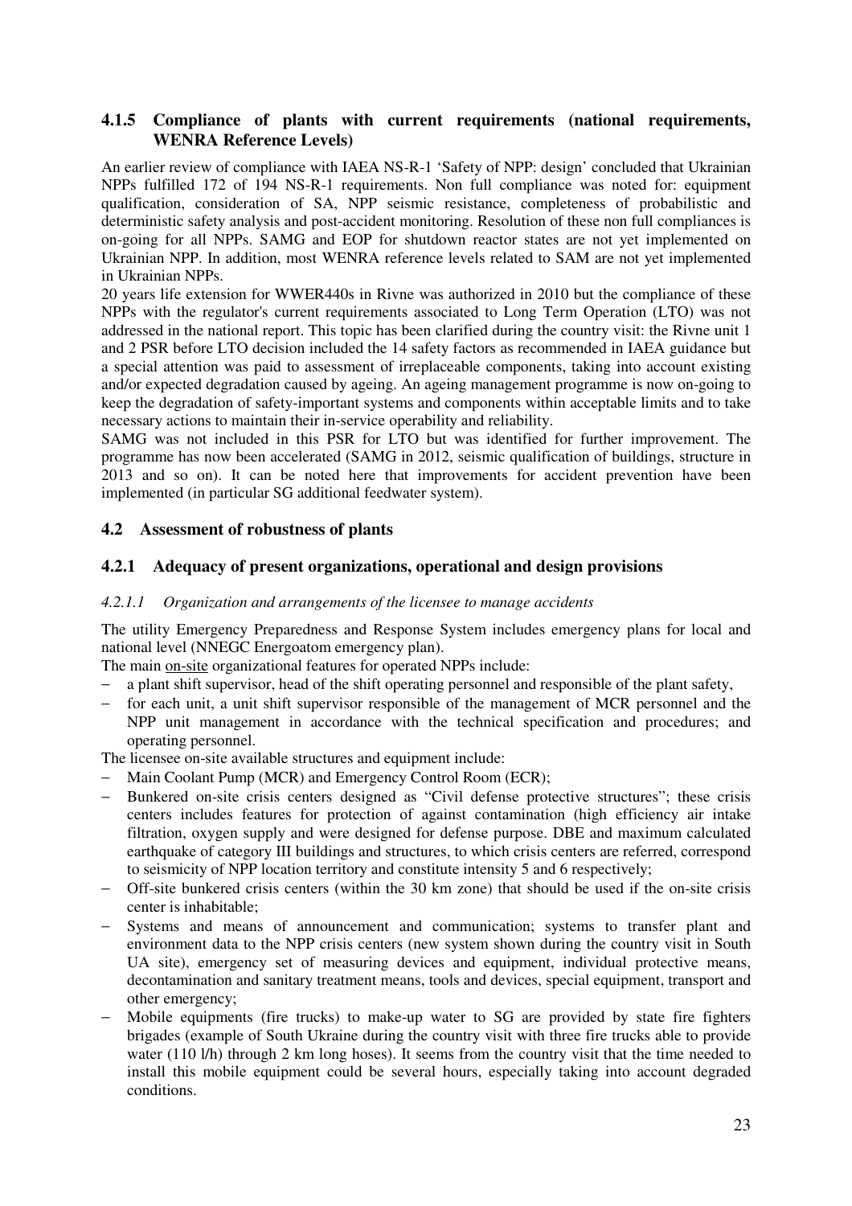### 4.1.5 Compliance of plants with current requirements (national requirements, WENRA Reference Levels)

An earlier review of compliance with IAEA NS-R-1 'Safety of NPP: design' concluded that Ukrainian NPPs fulfilled 172 of 194 NS-R-1 requirements. Non full compliance was noted for: equipment qualification, consideration of SA, NPP seismic resistance, completeness of probabilistic and deterministic safety analysis and post-accident monitoring. Resolution of these non full compliances is on-going for all NPPs. SAMG and EOP for shutdown reactor states are not yet implemented on Ukrainian NPP. In addition, most WENRA reference levels related to SAM are not yet implemented in Ukrainian NPPs.

20 years life extension for WWER440s in Rivne was authorized in 2010 but the compliance of these NPPs with the regulator's current requirements associated to Long Term Operation (LTO) was not addressed in the national report. This topic has been clarified during the country visit: the Rivne unit 1 and 2 PSR before LTO decision included the 14 safety factors as recommended in IAEA guidance but a special attention was paid to assessment of irreplaceable components, taking into account existing and/or expected degradation caused by ageing. An ageing management programme is now on-going to keep the degradation of safety-important systems and components within acceptable limits and to take necessary actions to maintain their in-service operability and reliability.

SAMG was not included in this PSR for LTO but was identified for further improvement. The programme has now been accelerated (SAMG in 2012, seismic qualification of buildings, structure in 2013 and so on). It can be noted here that improvements for accident prevention have been implemented (in particular SG additional feedwater system).

## 4.2 Assessment of robustness of plants

### 4.2.1 Adequacy of present organizations, operational and design provisions

#### *4.2.1.1 Organization and arrangements of the licensee to manage accidents*

The utility Emergency Preparedness and Response System includes emergency plans for local and national level (NNEGC Energoatom emergency plan).

The main on-site organizational features for operated NPPs include:

- a plant shift supervisor, head of the shift operating personnel and responsible of the plant safety,
- for each unit, a unit shift supervisor responsible of the management of MCR personnel and the NPP unit management in accordance with the technical specification and procedures; and operating personnel.

The licensee on-site available structures and equipment include:

- Main Coolant Pump (MCR) and Emergency Control Room (ECR);
- Bunkered on-site crisis centers designed as "Civil defense protective structures"; these crisis centers includes features for protection of against contamination (high efficiency air intake filtration, oxygen supply and were designed for defense purpose. DBE and maximum calculated earthquake of category III buildings and structures, to which crisis centers are referred, correspond to seismicity of NPP location territory and constitute intensity 5 and 6 respectively;
- Off-site bunkered crisis centers (within the 30 km zone) that should be used if the on-site crisis center is inhabitable;
- Systems and means of announcement and communication; systems to transfer plant and environment data to the NPP crisis centers (new system shown during the country visit in South UA site), emergency set of measuring devices and equipment, individual protective means, decontamination and sanitary treatment means, tools and devices, special equipment, transport and other emergency;
- Mobile equipments (fire trucks) to make-up water to SG are provided by state fire fighters brigades (example of South Ukraine during the country visit with three fire trucks able to provide water (110 l/h) through 2 km long hoses). It seems from the country visit that the time needed to install this mobile equipment could be several hours, especially taking into account degraded conditions.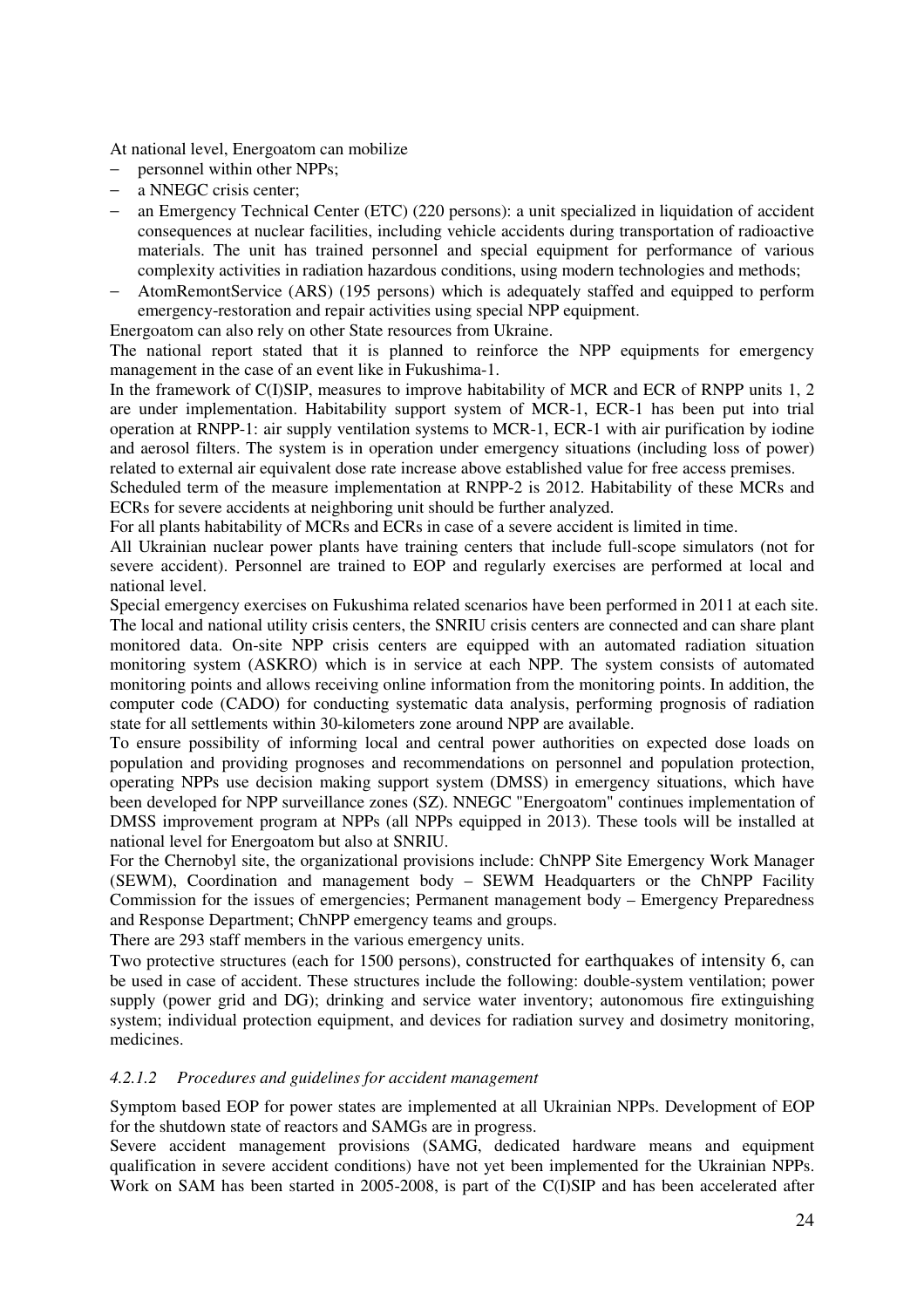At national level, Energoatom can mobilize

- personnel within other NPPs;
- a NNEGC crisis center;
- an Emergency Technical Center (ETC) (220 persons): a unit specialized in liquidation of accident consequences at nuclear facilities, including vehicle accidents during transportation of radioactive materials. The unit has trained personnel and special equipment for performance of various complexity activities in radiation hazardous conditions, using modern technologies and methods;
- AtomRemontService (ARS) (195 persons) which is adequately staffed and equipped to perform emergency-restoration and repair activities using special NPP equipment.

Energoatom can also rely on other State resources from Ukraine.

The national report stated that it is planned to reinforce the NPP equipments for emergency management in the case of an event like in Fukushima-1.

In the framework of C(I)SIP, measures to improve habitability of MCR and ECR of RNPP units 1, 2 are under implementation. Habitability support system of MCR-1, ECR-1 has been put into trial operation at RNPP-1: air supply ventilation systems to MCR-1, ECR-1 with air purification by iodine and aerosol filters. The system is in operation under emergency situations (including loss of power) related to external air equivalent dose rate increase above established value for free access premises.

Scheduled term of the measure implementation at RNPP-2 is 2012. Habitability of these MCRs and ECRs for severe accidents at neighboring unit should be further analyzed.

For all plants habitability of MCRs and ECRs in case of a severe accident is limited in time.

All Ukrainian nuclear power plants have training centers that include full-scope simulators (not for severe accident). Personnel are trained to EOP and regularly exercises are performed at local and national level.

Special emergency exercises on Fukushima related scenarios have been performed in 2011 at each site. The local and national utility crisis centers, the SNRIU crisis centers are connected and can share plant monitored data. On-site NPP crisis centers are equipped with an automated radiation situation monitoring system (ASKRO) which is in service at each NPP. The system consists of automated monitoring points and allows receiving online information from the monitoring points. In addition, the computer code (CADO) for conducting systematic data analysis, performing prognosis of radiation state for all settlements within 30-kilometers zone around NPP are available.

To ensure possibility of informing local and central power authorities on expected dose loads on population and providing prognoses and recommendations on personnel and population protection, operating NPPs use decision making support system (DMSS) in emergency situations, which have been developed for NPP surveillance zones (SZ). NNEGC "Energoatom" continues implementation of DMSS improvement program at NPPs (all NPPs equipped in 2013). These tools will be installed at national level for Energoatom but also at SNRIU.

For the Chernobyl site, the organizational provisions include: ChNPP Site Emergency Work Manager (SEWM), Coordination and management body – SEWM Headquarters or the ChNPP Facility Commission for the issues of emergencies; Permanent management body – Emergency Preparedness and Response Department; ChNPP emergency teams and groups.

There are 293 staff members in the various emergency units.

Two protective structures (each for 1500 persons), constructed for earthquakes of intensity 6, can be used in case of accident. These structures include the following: double-system ventilation; power supply (power grid and DG); drinking and service water inventory; autonomous fire extinguishing system; individual protection equipment, and devices for radiation survey and dosimetry monitoring, medicines.

#### *4.2.1.2 Procedures and guidelines for accident management*

Symptom based EOP for power states are implemented at all Ukrainian NPPs. Development of EOP for the shutdown state of reactors and SAMGs are in progress.

Severe accident management provisions (SAMG, dedicated hardware means and equipment qualification in severe accident conditions) have not yet been implemented for the Ukrainian NPPs. Work on SAM has been started in 2005-2008, is part of the C(I)SIP and has been accelerated after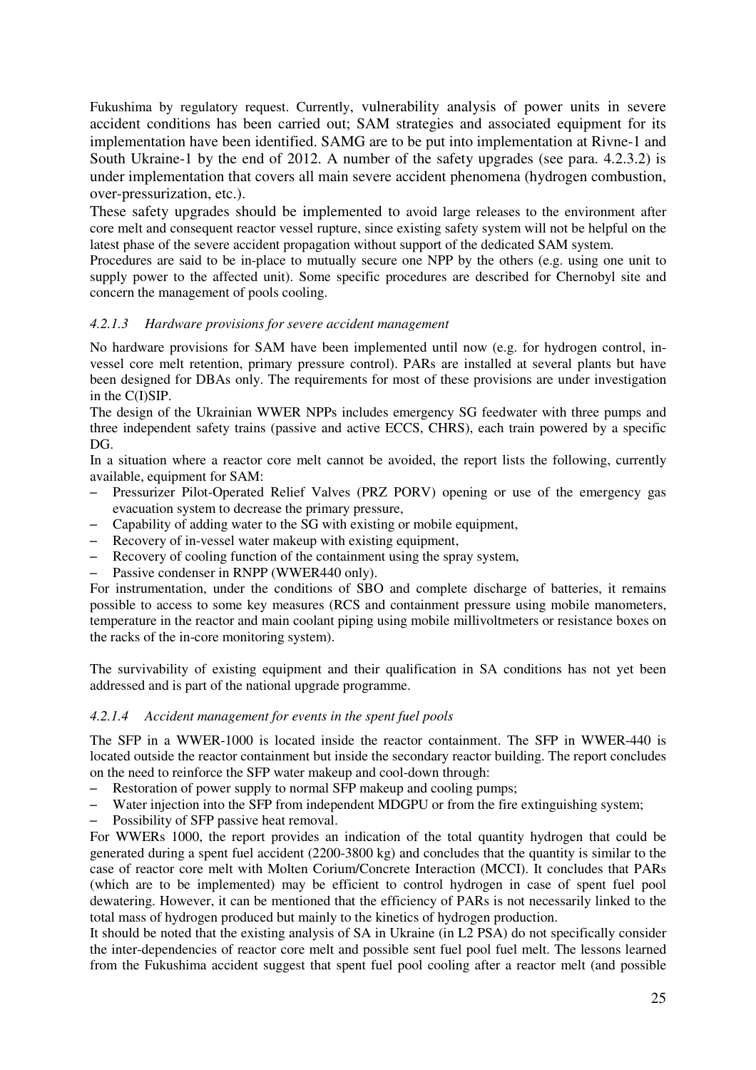Fukushima by regulatory request. Currently, vulnerability analysis of power units in severe accident conditions has been carried out; SAM strategies and associated equipment for its implementation have been identified. SAMG are to be put into implementation at Rivne-1 and South Ukraine-1 by the end of 2012. A number of the safety upgrades (see para. 4.2.3.2) is under implementation that covers all main severe accident phenomena (hydrogen combustion, over-pressurization, etc.).

These safety upgrades should be implemented to avoid large releases to the environment after core melt and consequent reactor vessel rupture, since existing safety system will not be helpful on the latest phase of the severe accident propagation without support of the dedicated SAM system.

Procedures are said to be in-place to mutually secure one NPP by the others (e.g. using one unit to supply power to the affected unit). Some specific procedures are described for Chernobyl site and concern the management of pools cooling.

#### *4.2.1.3 Hardware provisions for severe accident management*

No hardware provisions for SAM have been implemented until now (e.g. for hydrogen control, in-vessel core melt retention, primary pressure control). PARs are installed at several plants but have been designed for DBAs only. The requirements for most of these provisions are under investigation in the C(I)SIP.

The design of the Ukrainian WWER NPPs includes emergency SG feedwater with three pumps and three independent safety trains (passive and active ECCS, CHRS), each train powered by a specific DG.

In a situation where a reactor core melt cannot be avoided, the report lists the following, currently available, equipment for SAM:

- Pressurizer Pilot-Operated Relief Valves (PRZ PORV) opening or use of the emergency gas evacuation system to decrease the primary pressure,
- Capability of adding water to the SG with existing or mobile equipment,
- Recovery of in-vessel water makeup with existing equipment,
- Recovery of cooling function of the containment using the spray system,
- Passive condenser in RNPP (WWER440 only).

For instrumentation, under the conditions of SBO and complete discharge of batteries, it remains possible to access to some key measures (RCS and containment pressure using mobile manometers, temperature in the reactor and main coolant piping using mobile millivoltmeters or resistance boxes on the racks of the in-core monitoring system).

The survivability of existing equipment and their qualification in SA conditions has not yet been addressed and is part of the national upgrade programme.

#### *4.2.1.4 Accident management for events in the spent fuel pools*

The SFP in a WWER-1000 is located inside the reactor containment. The SFP in WWER-440 is located outside the reactor containment but inside the secondary reactor building. The report concludes on the need to reinforce the SFP water makeup and cool-down through:

- Restoration of power supply to normal SFP makeup and cooling pumps;
- Water injection into the SFP from independent MDGPU or from the fire extinguishing system;
- Possibility of SFP passive heat removal.

For WWERs 1000, the report provides an indication of the total quantity hydrogen that could be generated during a spent fuel accident (2200-3800 kg) and concludes that the quantity is similar to the case of reactor core melt with Molten Corium/Concrete Interaction (MCCI). It concludes that PARs (which are to be implemented) may be efficient to control hydrogen in case of spent fuel pool dewatering. However, it can be mentioned that the efficiency of PARs is not necessarily linked to the total mass of hydrogen produced but mainly to the kinetics of hydrogen production.

It should be noted that the existing analysis of SA in Ukraine (in L2 PSA) do not specifically consider the inter-dependencies of reactor core melt and possible sent fuel pool fuel melt. The lessons learned from the Fukushima accident suggest that spent fuel pool cooling after a reactor melt (and possible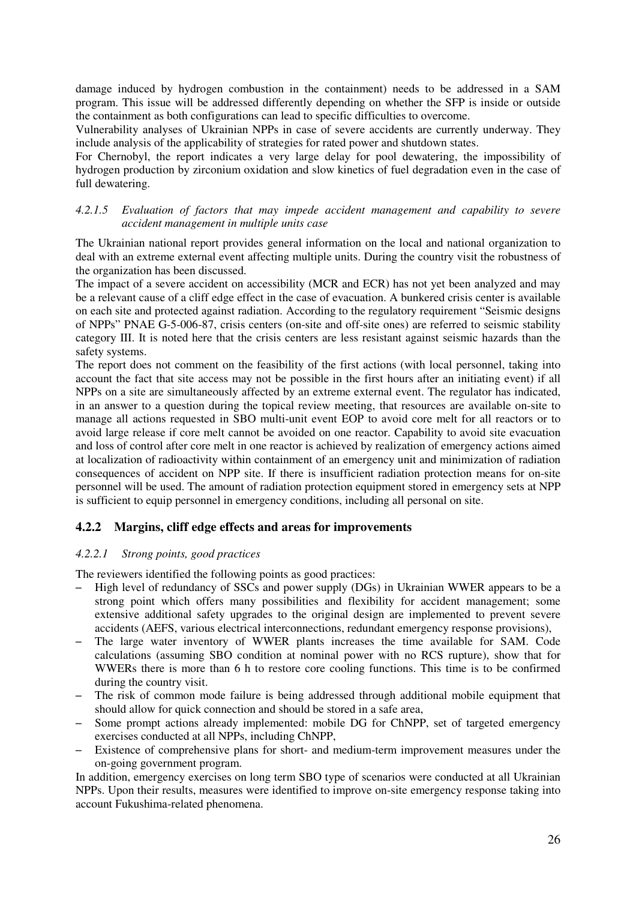damage induced by hydrogen combustion in the containment) needs to be addressed in a SAM program. This issue will be addressed differently depending on whether the SFP is inside or outside the containment as both configurations can lead to specific difficulties to overcome.

Vulnerability analyses of Ukrainian NPPs in case of severe accidents are currently underway. They include analysis of the applicability of strategies for rated power and shutdown states.

For Chernobyl, the report indicates a very large delay for pool dewatering, the impossibility of hydrogen production by zirconium oxidation and slow kinetics of fuel degradation even in the case of full dewatering.

#### *4.2.1.5 Evaluation of factors that may impede accident management and capability to severe accident management in multiple units case*

The Ukrainian national report provides general information on the local and national organization to deal with an extreme external event affecting multiple units. During the country visit the robustness of the organization has been discussed.

The impact of a severe accident on accessibility (MCR and ECR) has not yet been analyzed and may be a relevant cause of a cliff edge effect in the case of evacuation. A bunkered crisis center is available on each site and protected against radiation. According to the regulatory requirement "Seismic designs of NPPs" PNAE G-5-006-87, crisis centers (on-site and off-site ones) are referred to seismic stability category III. It is noted here that the crisis centers are less resistant against seismic hazards than the safety systems.

The report does not comment on the feasibility of the first actions (with local personnel, taking into account the fact that site access may not be possible in the first hours after an initiating event) if all NPPs on a site are simultaneously affected by an extreme external event. The regulator has indicated, in an answer to a question during the topical review meeting, that resources are available on-site to manage all actions requested in SBO multi-unit event EOP to avoid core melt for all reactors or to avoid large release if core melt cannot be avoided on one reactor. Capability to avoid site evacuation and loss of control after core melt in one reactor is achieved by realization of emergency actions aimed at localization of radioactivity within containment of an emergency unit and minimization of radiation consequences of accident on NPP site. If there is insufficient radiation protection means for on-site personnel will be used. The amount of radiation protection equipment stored in emergency sets at NPP is sufficient to equip personnel in emergency conditions, including all personal on site.

### 4.2.2 Margins, cliff edge effects and areas for improvements

#### *4.2.2.1 Strong points, good practices*

The reviewers identified the following points as good practices:

- High level of redundancy of SSCs and power supply (DGs) in Ukrainian WWER appears to be a strong point which offers many possibilities and flexibility for accident management; some extensive additional safety upgrades to the original design are implemented to prevent severe accidents (AEFS, various electrical interconnections, redundant emergency response provisions),
- The large water inventory of WWER plants increases the time available for SAM. Code calculations (assuming SBO condition at nominal power with no RCS rupture), show that for WWERs there is more than 6 h to restore core cooling functions. This time is to be confirmed during the country visit.
- The risk of common mode failure is being addressed through additional mobile equipment that should allow for quick connection and should be stored in a safe area,
- Some prompt actions already implemented: mobile DG for ChNPP, set of targeted emergency exercises conducted at all NPPs, including ChNPP,
- Existence of comprehensive plans for short- and medium-term improvement measures under the on-going government program.

In addition, emergency exercises on long term SBO type of scenarios were conducted at all Ukrainian NPPs. Upon their results, measures were identified to improve on-site emergency response taking into account Fukushima-related phenomena.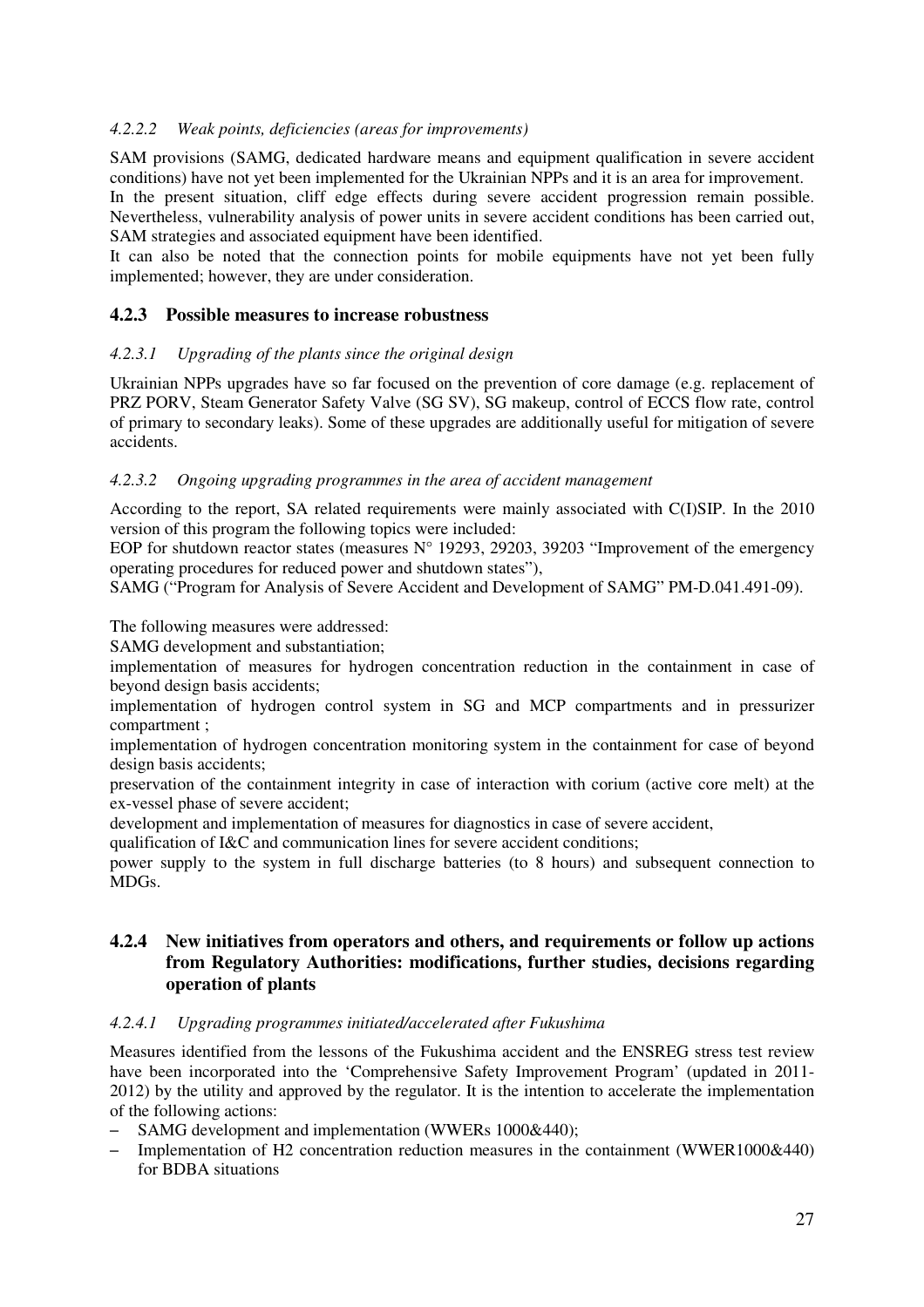#### *4.2.2.2 Weak points, deficiencies (areas for improvements)*

SAM provisions (SAMG, dedicated hardware means and equipment qualification in severe accident conditions) have not yet been implemented for the Ukrainian NPPs and it is an area for improvement.
In the present situation, cliff edge effects during severe accident progression remain possible. Nevertheless, vulnerability analysis of power units in severe accident conditions has been carried out, SAM strategies and associated equipment have been identified.
It can also be noted that the connection points for mobile equipments have not yet been fully implemented; however, they are under consideration.

### 4.2.3 Possible measures to increase robustness

#### *4.2.3.1 Upgrading of the plants since the original design*

Ukrainian NPPs upgrades have so far focused on the prevention of core damage (e.g. replacement of PRZ PORV, Steam Generator Safety Valve (SG SV), SG makeup, control of ECCS flow rate, control of primary to secondary leaks). Some of these upgrades are additionally useful for mitigation of severe accidents.

#### *4.2.3.2 Ongoing upgrading programmes in the area of accident management*

According to the report, SA related requirements were mainly associated with C(I)SIP. In the 2010 version of this program the following topics were included:
EOP for shutdown reactor states (measures N° 19293, 29203, 39203 "Improvement of the emergency operating procedures for reduced power and shutdown states"),
SAMG ("Program for Analysis of Severe Accident and Development of SAMG" PM-D.041.491-09).

The following measures were addressed:
SAMG development and substantiation;
implementation of measures for hydrogen concentration reduction in the containment in case of beyond design basis accidents;
implementation of hydrogen control system in SG and MCP compartments and in pressurizer compartment ;
implementation of hydrogen concentration monitoring system in the containment for case of beyond design basis accidents;
preservation of the containment integrity in case of interaction with corium (active core melt) at the ex-vessel phase of severe accident;
development and implementation of measures for diagnostics in case of severe accident,
qualification of I&C and communication lines for severe accident conditions;
power supply to the system in full discharge batteries (to 8 hours) and subsequent connection to MDGs.

### 4.2.4 New initiatives from operators and others, and requirements or follow up actions from Regulatory Authorities: modifications, further studies, decisions regarding operation of plants

#### *4.2.4.1 Upgrading programmes initiated/accelerated after Fukushima*

Measures identified from the lessons of the Fukushima accident and the ENSREG stress test review have been incorporated into the 'Comprehensive Safety Improvement Program' (updated in 2011-2012) by the utility and approved by the regulator. It is the intention to accelerate the implementation of the following actions:

- SAMG development and implementation (WWERs 1000&440);
- Implementation of H2 concentration reduction measures in the containment (WWER1000&440) for BDBA situations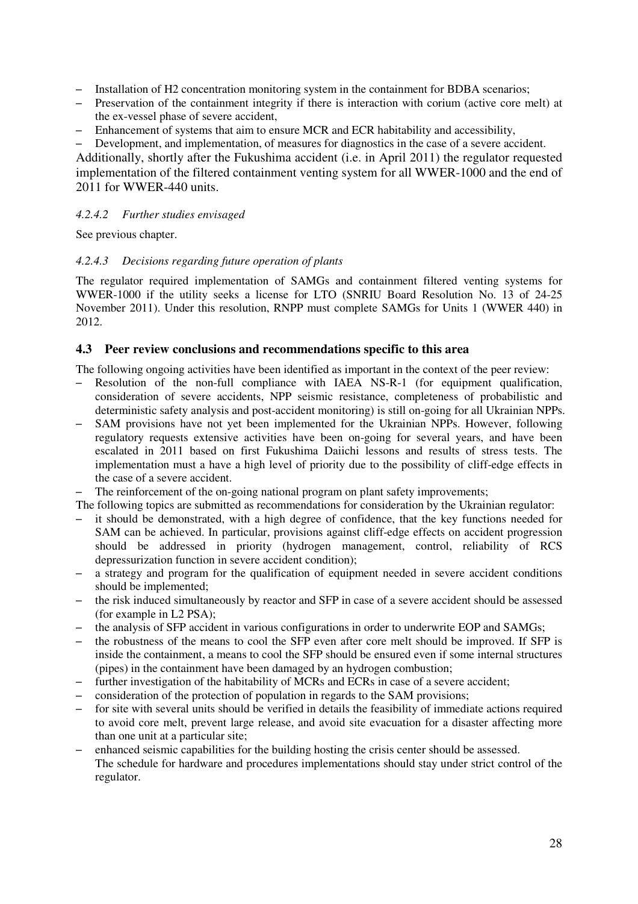- Installation of $H_2$ concentration monitoring system in the containment for BDBA scenarios;
- Preservation of the containment integrity if there is interaction with corium (active core melt) at the ex-vessel phase of severe accident,
- Enhancement of systems that aim to ensure MCR and ECR habitability and accessibility,
- Development, and implementation, of measures for diagnostics in the case of a severe accident.

Additionally, shortly after the Fukushima accident (i.e. in April 2011) the regulator requested implementation of the filtered containment venting system for all WWER-1000 and the end of 2011 for WWER-440 units.

#### *4.2.4.2 Further studies envisaged*

See previous chapter.

#### *4.2.4.3 Decisions regarding future operation of plants*

The regulator required implementation of SAMGs and containment filtered venting systems for WWER-1000 if the utility seeks a license for LTO (SNRIU Board Resolution No. 13 of 24-25 November 2011). Under this resolution, RNPP must complete SAMGs for Units 1 (WWER 440) in 2012.

## 4.3 Peer review conclusions and recommendations specific to this area

The following ongoing activities have been identified as important in the context of the peer review:

- Resolution of the non-full compliance with IAEA NS-R-1 (for equipment qualification, consideration of severe accidents, NPP seismic resistance, completeness of probabilistic and deterministic safety analysis and post-accident monitoring) is still on-going for all Ukrainian NPPs.
- SAM provisions have not yet been implemented for the Ukrainian NPPs. However, following regulatory requests extensive activities have been on-going for several years, and have been escalated in 2011 based on first Fukushima Daiichi lessons and results of stress tests. The implementation must a have a high level of priority due to the possibility of cliff-edge effects in the case of a severe accident.
- The reinforcement of the on-going national program on plant safety improvements;

The following topics are submitted as recommendations for consideration by the Ukrainian regulator:

- it should be demonstrated, with a high degree of confidence, that the key functions needed for SAM can be achieved. In particular, provisions against cliff-edge effects on accident progression should be addressed in priority (hydrogen management, control, reliability of RCS depressurization function in severe accident condition);
- a strategy and program for the qualification of equipment needed in severe accident conditions should be implemented;
- the risk induced simultaneously by reactor and SFP in case of a severe accident should be assessed (for example in L2 PSA);
- the analysis of SFP accident in various configurations in order to underwrite EOP and SAMGs;
- the robustness of the means to cool the SFP even after core melt should be improved. If SFP is inside the containment, a means to cool the SFP should be ensured even if some internal structures (pipes) in the containment have been damaged by an hydrogen combustion;
- further investigation of the habitability of MCRs and ECRs in case of a severe accident;
- consideration of the protection of population in regards to the SAM provisions;
- for site with several units should be verified in details the feasibility of immediate actions required to avoid core melt, prevent large release, and avoid site evacuation for a disaster affecting more than one unit at a particular site;
- enhanced seismic capabilities for the building hosting the crisis center should be assessed.

The schedule for hardware and procedures implementations should stay under strict control of the regulator.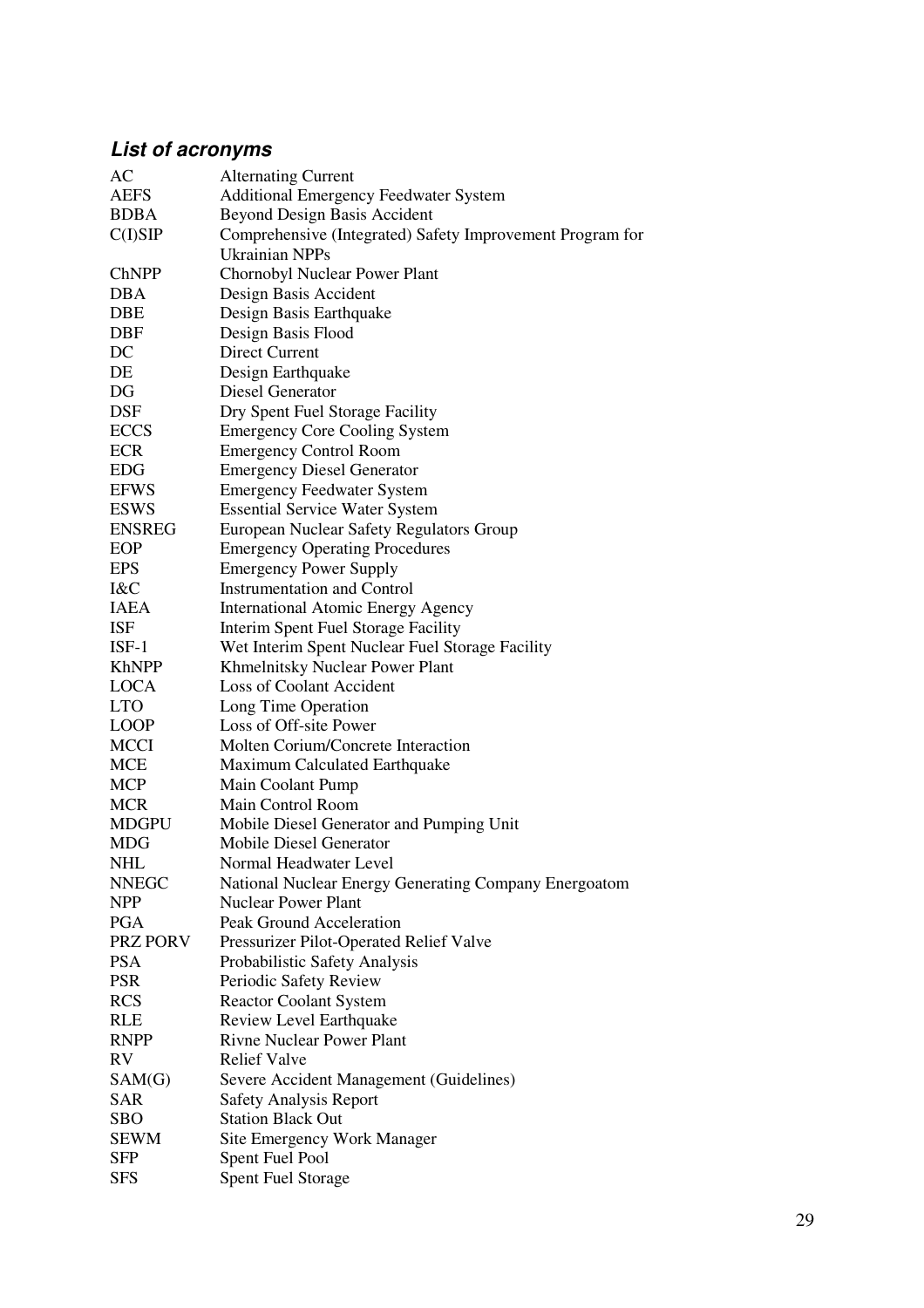### *List of acronyms*

| | |
|---|---|
| AC | Alternating Current |
| AEFS | Additional Emergency Feedwater System |
| BDBA | Beyond Design Basis Accident |
| C(I)SIP | Comprehensive (Integrated) Safety Improvement Program for Ukrainian NPPs |
| ChNPP | Chornobyl Nuclear Power Plant |
| DBA | Design Basis Accident |
| DBE | Design Basis Earthquake |
| DBF | Design Basis Flood |
| DC | Direct Current |
| DE | Design Earthquake |
| DG | Diesel Generator |
| DSF | Dry Spent Fuel Storage Facility |
| ECCS | Emergency Core Cooling System |
| ECR | Emergency Control Room |
| EDG | Emergency Diesel Generator |
| EFWS | Emergency Feedwater System |
| ESWS | Essential Service Water System |
| ENSREG | European Nuclear Safety Regulators Group |
| EOP | Emergency Operating Procedures |
| EPS | Emergency Power Supply |
| I&C | Instrumentation and Control |
| IAEA | International Atomic Energy Agency |
| ISF | Interim Spent Fuel Storage Facility |
| ISF-1 | Wet Interim Spent Nuclear Fuel Storage Facility |
| KhNPP | Khmelnitsky Nuclear Power Plant |
| LOCA | Loss of Coolant Accident |
| LTO | Long Time Operation |
| LOOP | Loss of Off-site Power |
| MCCI | Molten Corium/Concrete Interaction |
| MCE | Maximum Calculated Earthquake |
| MCP | Main Coolant Pump |
| MCR | Main Control Room |
| MDGPU | Mobile Diesel Generator and Pumping Unit |
| MDG | Mobile Diesel Generator |
| NHL | Normal Headwater Level |
| NNEGC | National Nuclear Energy Generating Company Energoatom |
| NPP | Nuclear Power Plant |
| PGA | Peak Ground Acceleration |
| PRZ PORV | Pressurizer Pilot-Operated Relief Valve |
| PSA | Probabilistic Safety Analysis |
| PSR | Periodic Safety Review |
| RCS | Reactor Coolant System |
| RLE | Review Level Earthquake |
| RNPP | Rivne Nuclear Power Plant |
| RV | Relief Valve |
| SAM(G) | Severe Accident Management (Guidelines) |
| SAR | Safety Analysis Report |
| SBO | Station Black Out |
| SEWM | Site Emergency Work Manager |
| SFP | Spent Fuel Pool |
| SFS | Spent Fuel Storage |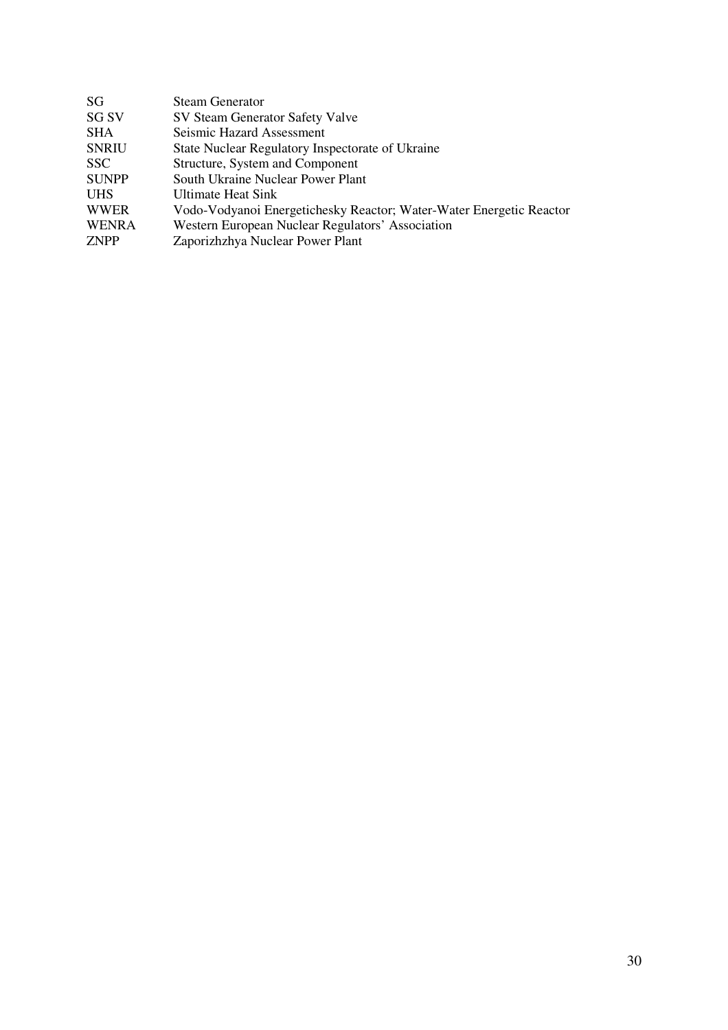| | |
|---|---|
| SG | Steam Generator |
| SG SV | SV Steam Generator Safety Valve |
| SHA | Seismic Hazard Assessment |
| SNRIU | State Nuclear Regulatory Inspectorate of Ukraine |
| SSC | Structure, System and Component |
| SUNPP | South Ukraine Nuclear Power Plant |
| UHS | Ultimate Heat Sink |
| WWER | Vodo-Vodyanoi Energetichesky Reactor; Water-Water Energetic Reactor |
| WENRA | Western European Nuclear Regulators' Association |
| ZNPP | Zaporizhzhya Nuclear Power Plant |